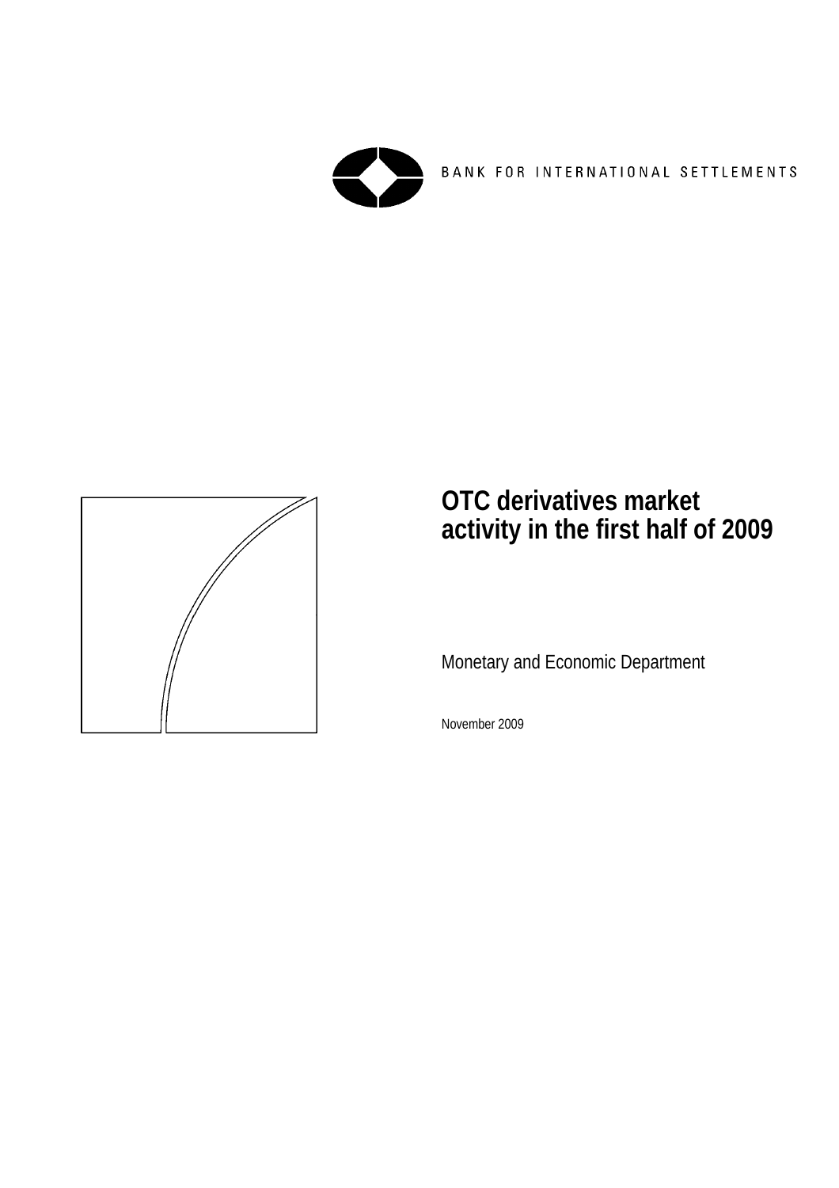BANK FOR INTERNATIONAL SETTLEMENTS

# OTC derivatives market activity in the first half of 2009

Monetary and Economic Department

November 2009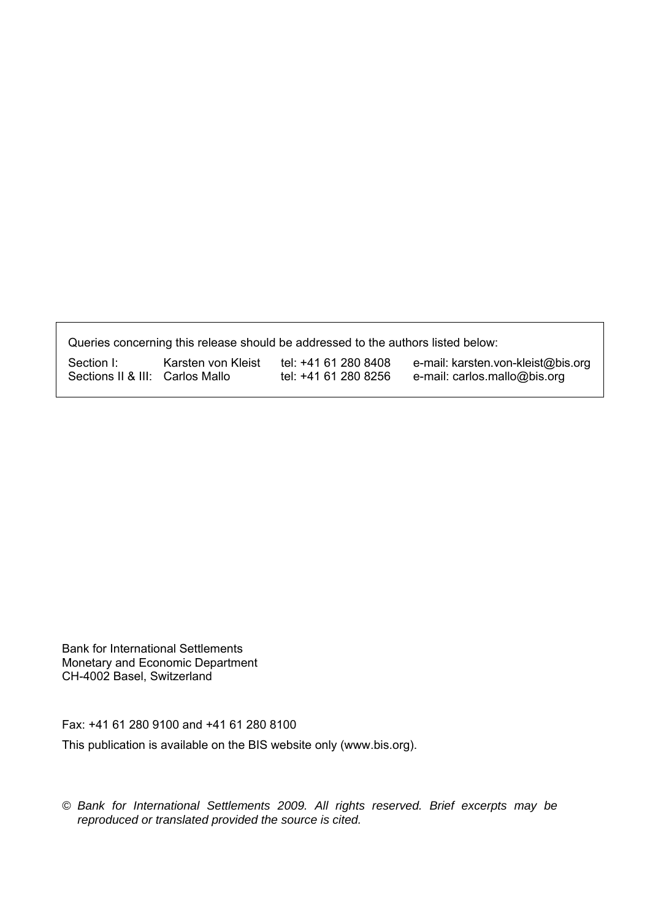Queries concerning this release should be addressed to the authors listed below:

| | | | |
|---|---|---|---|
| Section I: | Karsten von Kleist | tel: +41 61 280 8408 | e-mail: karsten.von-kleist@bis.org |
| Sections II & III: | Carlos Mallo | tel: +41 61 280 8256 | e-mail: carlos.mallo@bis.org |

Bank for International Settlements  
Monetary and Economic Department  
CH-4002 Basel, Switzerland

Fax: +41 61 280 9100 and +41 61 280 8100

This publication is available on the BIS website only (www.bis.org).

© *Bank for International Settlements 2009. All rights reserved. Brief excerpts may be reproduced or translated provided the source is cited.*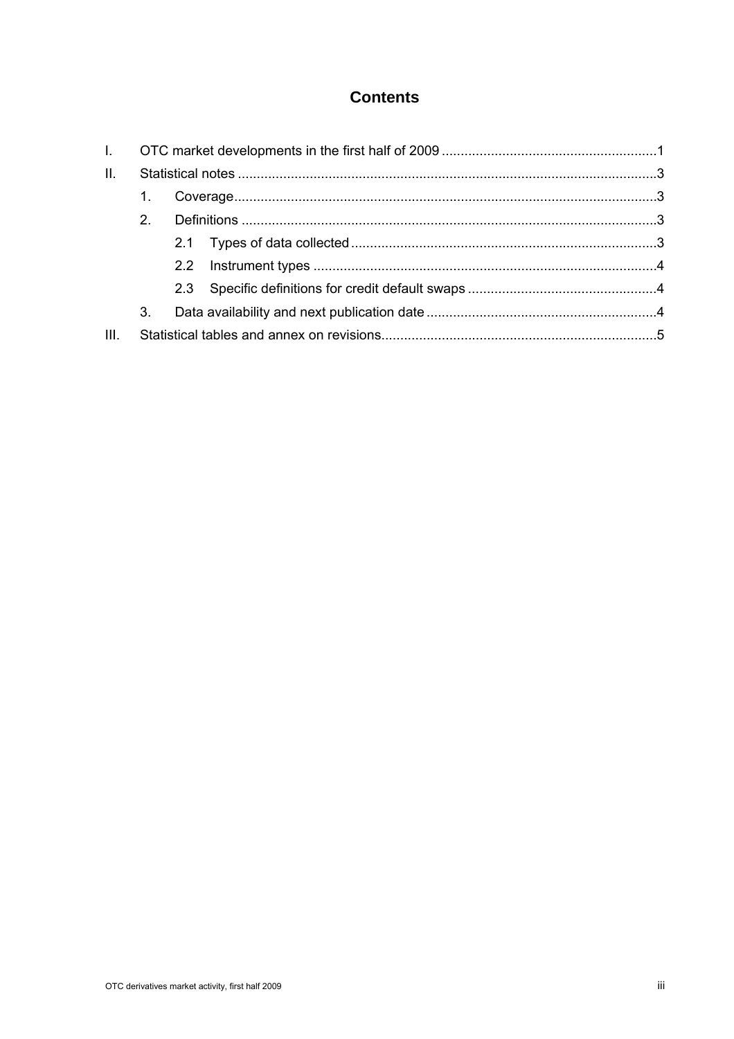# Contents

I. OTC market developments in the first half of 2009 ........................................................1

II. Statistical notes ..............................................................................................................3

   1. Coverage...............................................................................................................3

   2. Definitions .............................................................................................................3

      2.1 Types of data collected ................................................................................3

      2.2 Instrument types ..........................................................................................4

      2.3 Specific definitions for credit default swaps .................................................4

   3. Data availability and next publication date ............................................................4

III. Statistical tables and annex on revisions........................................................................5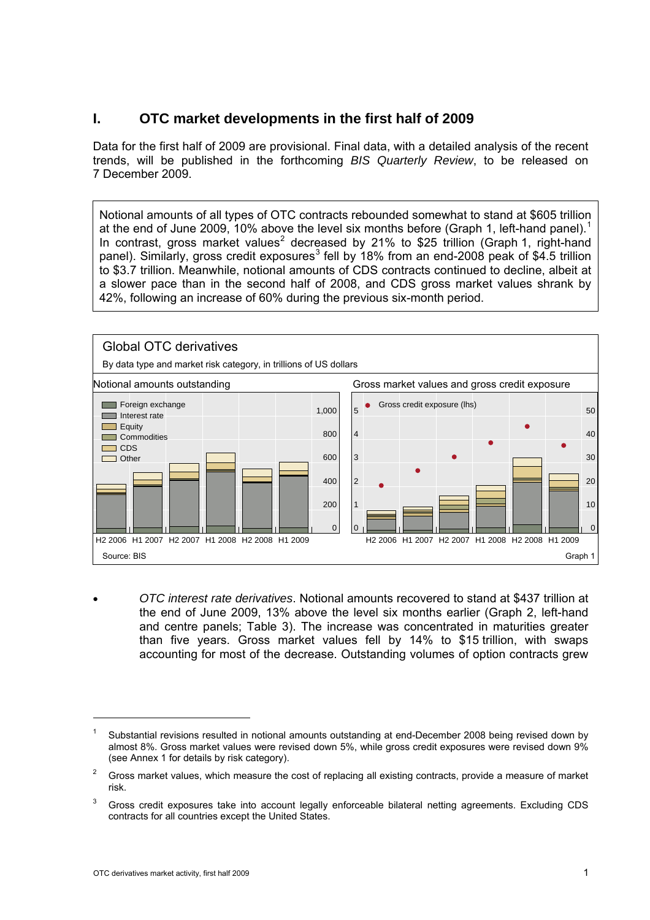# I. OTC market developments in the first half of 2009

Data for the first half of 2009 are provisional. Final data, with a detailed analysis of the recent trends, will be published in the forthcoming *BIS Quarterly Review*, to be released on 7 December 2009.

Notional amounts of all types of OTC contracts rebounded somewhat to stand at $605 trillion at the end of June 2009, 10% above the level six months before (Graph 1, left-hand panel).[1] In contrast, gross market values[2] decreased by 21% to $25 trillion (Graph 1, right-hand panel). Similarly, gross credit exposures[3] fell by 18% from an end-2008 peak of $4.5 trillion to $3.7 trillion. Meanwhile, notional amounts of CDS contracts continued to decline, albeit at a slower pace than in the second half of 2008, and CDS gross market values shrank by 42%, following an increase of 60% during the previous six-month period.

Global OTC derivatives

By data type and market risk category, in trillions of US dollars

Notional amounts outstanding

Foreign exchange
Interest rate
Equity
Commodities
CDS
Other

1,000
800
600
400
200
0

H2 2006 H1 2007 H2 2007 H1 2008 H2 2008 H1 2009

Gross market values and gross credit exposure

Gross credit exposure (lhs)

5 4 3 2 1 0

50 40 30 20 10 0

H2 2006 H1 2007 H2 2007 H1 2008 H2 2008 H1 2009

Source: BIS

Graph 1

- *OTC interest rate derivatives*. Notional amounts recovered to stand at $437 trillion at the end of June 2009, 13% above the level six months earlier (Graph 2, left-hand and centre panels; Table 3). The increase was concentrated in maturities greater than five years. Gross market values fell by 14% to $15 trillion, with swaps accounting for most of the decrease. Outstanding volumes of option contracts grew

---

[1] Substantial revisions resulted in notional amounts outstanding at end-December 2008 being revised down by almost 8%. Gross market values were revised down 5%, while gross credit exposures were revised down 9% (see Annex 1 for details by risk category).

[2] Gross market values, which measure the cost of replacing all existing contracts, provide a measure of market risk.

[3] Gross credit exposures take into account legally enforceable bilateral netting agreements. Excluding CDS contracts for all countries except the United States.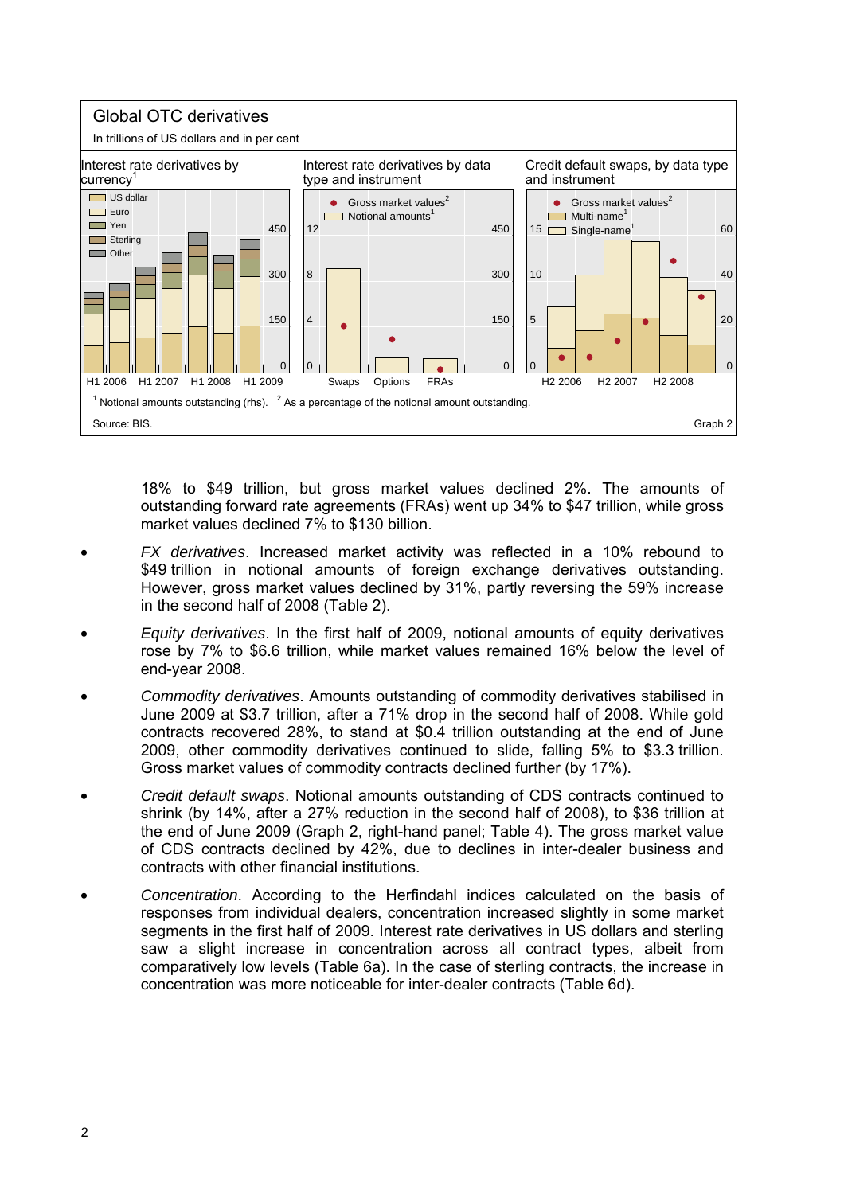Global OTC derivatives

In trillions of US dollars and in per cent

Interest rate derivatives by currency[1]

US dollar
Euro
Yen
Sterling
Other

450
300
150
0

H1 2006 H1 2007 H1 2008 H1 2009

Interest rate derivatives by data type and instrument

Gross market values[2]
Notional amounts[1]

12 450
8 300
4 150
0 0

Swaps Options FRAs

Credit default swaps, by data type and instrument

Gross market values[2]
Multi-name[1]
Single-name[1]

15 60
10 40
5 20
0 0

H2 2006 H2 2007 H2 2008

[1] Notional amounts outstanding (rhs). [2] As a percentage of the notional amount outstanding.

Source: BIS.

Graph 2

18% to $49 trillion, but gross market values declined 2%. The amounts of outstanding forward rate agreements (FRAs) went up 34% to $47 trillion, while gross market values declined 7% to $130 billion.

- *FX derivatives*. Increased market activity was reflected in a 10% rebound to $49 trillion in notional amounts of foreign exchange derivatives outstanding. However, gross market values declined by 31%, partly reversing the 59% increase in the second half of 2008 (Table 2).

- *Equity derivatives*. In the first half of 2009, notional amounts of equity derivatives rose by 7% to $6.6 trillion, while market values remained 16% below the level of end-year 2008.

- *Commodity derivatives*. Amounts outstanding of commodity derivatives stabilised in June 2009 at $3.7 trillion, after a 71% drop in the second half of 2008. While gold contracts recovered 28%, to stand at $0.4 trillion outstanding at the end of June 2009, other commodity derivatives continued to slide, falling 5% to $3.3 trillion. Gross market values of commodity contracts declined further (by 17%).

- *Credit default swaps*. Notional amounts outstanding of CDS contracts continued to shrink (by 14%, after a 27% reduction in the second half of 2008), to $36 trillion at the end of June 2009 (Graph 2, right-hand panel; Table 4). The gross market value of CDS contracts declined by 42%, due to declines in inter-dealer business and contracts with other financial institutions.

- *Concentration*. According to the Herfindahl indices calculated on the basis of responses from individual dealers, concentration increased slightly in some market segments in the first half of 2009. Interest rate derivatives in US dollars and sterling saw a slight increase in concentration across all contract types, albeit from comparatively low levels (Table 6a). In the case of sterling contracts, the increase in concentration was more noticeable for inter-dealer contracts (Table 6d).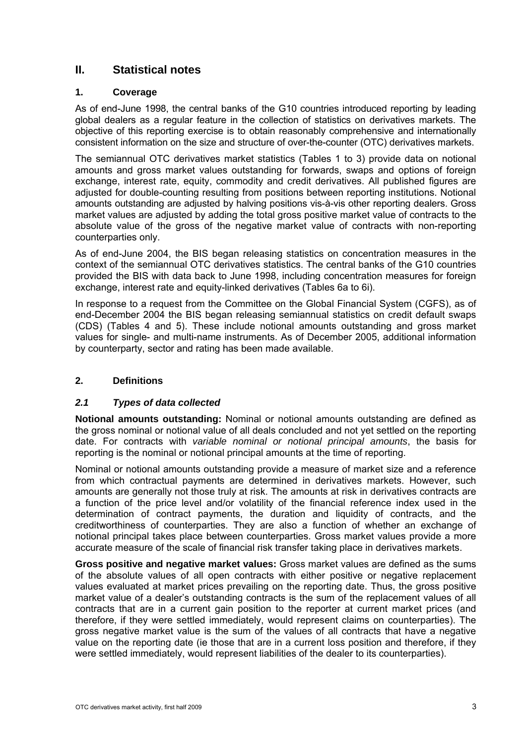## II. Statistical notes

### 1. Coverage

As of end-June 1998, the central banks of the G10 countries introduced reporting by leading global dealers as a regular feature in the collection of statistics on derivatives markets. The objective of this reporting exercise is to obtain reasonably comprehensive and internationally consistent information on the size and structure of over-the-counter (OTC) derivatives markets.

The semiannual OTC derivatives market statistics (Tables 1 to 3) provide data on notional amounts and gross market values outstanding for forwards, swaps and options of foreign exchange, interest rate, equity, commodity and credit derivatives. All published figures are adjusted for double-counting resulting from positions between reporting institutions. Notional amounts outstanding are adjusted by halving positions vis-à-vis other reporting dealers. Gross market values are adjusted by adding the total gross positive market value of contracts to the absolute value of the gross of the negative market value of contracts with non-reporting counterparties only.

As of end-June 2004, the BIS began releasing statistics on concentration measures in the context of the semiannual OTC derivatives statistics. The central banks of the G10 countries provided the BIS with data back to June 1998, including concentration measures for foreign exchange, interest rate and equity-linked derivatives (Tables 6a to 6i).

In response to a request from the Committee on the Global Financial System (CGFS), as of end-December 2004 the BIS began releasing semiannual statistics on credit default swaps (CDS) (Tables 4 and 5). These include notional amounts outstanding and gross market values for single- and multi-name instruments. As of December 2005, additional information by counterparty, sector and rating has been made available.

### 2. Definitions

#### *2.1 Types of data collected*

**Notional amounts outstanding:** Nominal or notional amounts outstanding are defined as the gross nominal or notional value of all deals concluded and not yet settled on the reporting date. For contracts with *variable nominal or notional principal amounts*, the basis for reporting is the nominal or notional principal amounts at the time of reporting.

Nominal or notional amounts outstanding provide a measure of market size and a reference from which contractual payments are determined in derivatives markets. However, such amounts are generally not those truly at risk. The amounts at risk in derivatives contracts are a function of the price level and/or volatility of the financial reference index used in the determination of contract payments, the duration and liquidity of contracts, and the creditworthiness of counterparties. They are also a function of whether an exchange of notional principal takes place between counterparties. Gross market values provide a more accurate measure of the scale of financial risk transfer taking place in derivatives markets.

**Gross positive and negative market values:** Gross market values are defined as the sums of the absolute values of all open contracts with either positive or negative replacement values evaluated at market prices prevailing on the reporting date. Thus, the gross positive market value of a dealer's outstanding contracts is the sum of the replacement values of all contracts that are in a current gain position to the reporter at current market prices (and therefore, if they were settled immediately, would represent claims on counterparties). The gross negative market value is the sum of the values of all contracts that have a negative value on the reporting date (ie those that are in a current loss position and therefore, if they were settled immediately, would represent liabilities of the dealer to its counterparties).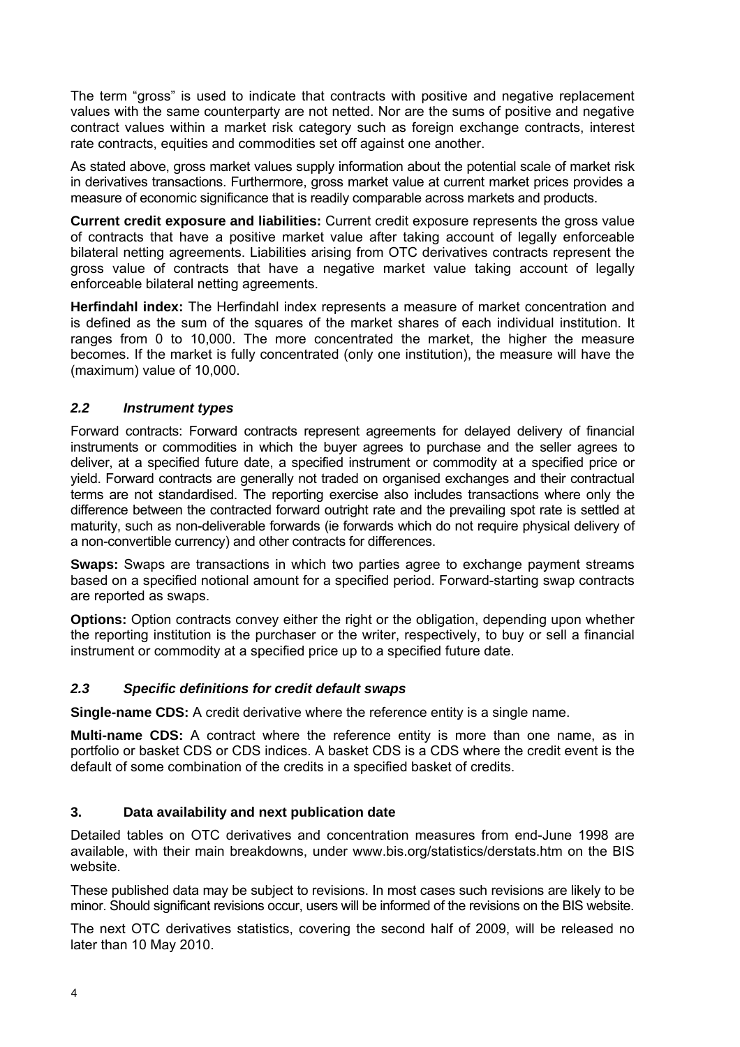The term "gross" is used to indicate that contracts with positive and negative replacement values with the same counterparty are not netted. Nor are the sums of positive and negative contract values within a market risk category such as foreign exchange contracts, interest rate contracts, equities and commodities set off against one another.

As stated above, gross market values supply information about the potential scale of market risk in derivatives transactions. Furthermore, gross market value at current market prices provides a measure of economic significance that is readily comparable across markets and products.

**Current credit exposure and liabilities:** Current credit exposure represents the gross value of contracts that have a positive market value after taking account of legally enforceable bilateral netting agreements. Liabilities arising from OTC derivatives contracts represent the gross value of contracts that have a negative market value taking account of legally enforceable bilateral netting agreements.

**Herfindahl index:** The Herfindahl index represents a measure of market concentration and is defined as the sum of the squares of the market shares of each individual institution. It ranges from 0 to 10,000. The more concentrated the market, the higher the measure becomes. If the market is fully concentrated (only one institution), the measure will have the (maximum) value of 10,000.

### *2.2 Instrument types*

Forward contracts: Forward contracts represent agreements for delayed delivery of financial instruments or commodities in which the buyer agrees to purchase and the seller agrees to deliver, at a specified future date, a specified instrument or commodity at a specified price or yield. Forward contracts are generally not traded on organised exchanges and their contractual terms are not standardised. The reporting exercise also includes transactions where only the difference between the contracted forward outright rate and the prevailing spot rate is settled at maturity, such as non-deliverable forwards (ie forwards which do not require physical delivery of a non-convertible currency) and other contracts for differences.

**Swaps:** Swaps are transactions in which two parties agree to exchange payment streams based on a specified notional amount for a specified period. Forward-starting swap contracts are reported as swaps.

**Options:** Option contracts convey either the right or the obligation, depending upon whether the reporting institution is the purchaser or the writer, respectively, to buy or sell a financial instrument or commodity at a specified price up to a specified future date.

### *2.3 Specific definitions for credit default swaps*

**Single-name CDS:** A credit derivative where the reference entity is a single name.

**Multi-name CDS:** A contract where the reference entity is more than one name, as in portfolio or basket CDS or CDS indices. A basket CDS is a CDS where the credit event is the default of some combination of the credits in a specified basket of credits.

## 3. Data availability and next publication date

Detailed tables on OTC derivatives and concentration measures from end-June 1998 are available, with their main breakdowns, under www.bis.org/statistics/derstats.htm on the BIS website.

These published data may be subject to revisions. In most cases such revisions are likely to be minor. Should significant revisions occur, users will be informed of the revisions on the BIS website.

The next OTC derivatives statistics, covering the second half of 2009, will be released no later than 10 May 2010.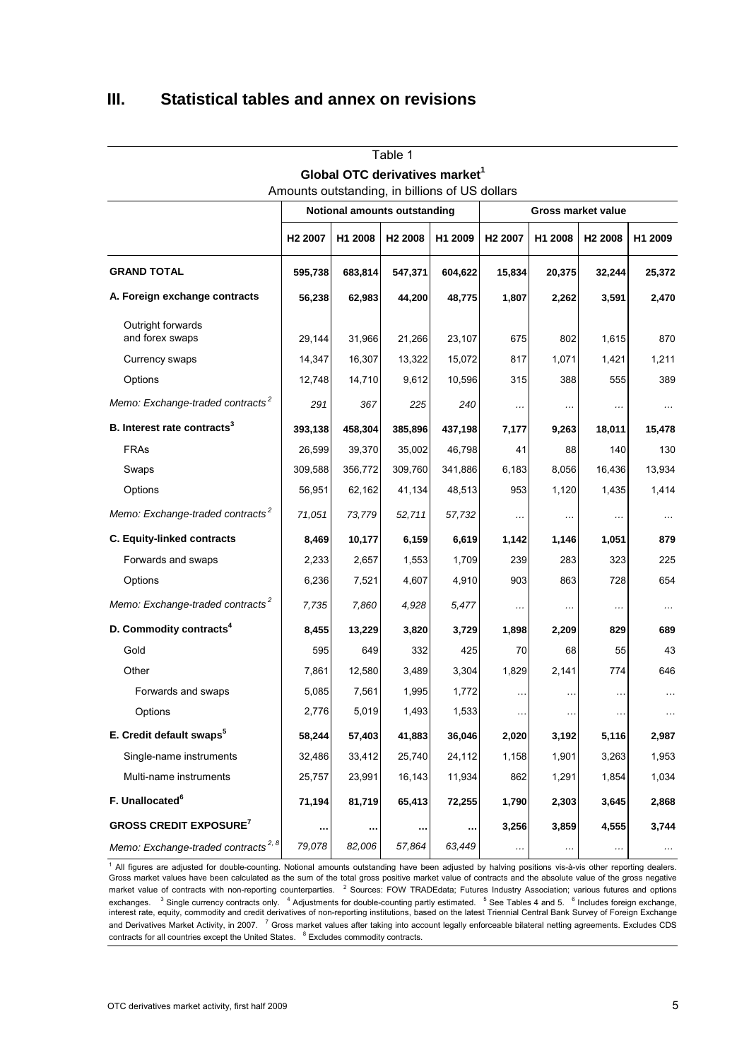## III. Statistical tables and annex on revisions

Table 1

**Global OTC derivatives market**[1]

Amounts outstanding, in billions of US dollars

| | Notional amounts outstanding | | | | Gross market value | | | |
|---|---|---|---|---|---|---|---|---|
| | H2 2007 | H1 2008 | H2 2008 | H1 2009 | H2 2007 | H1 2008 | H2 2008 | H1 2009 |
| **GRAND TOTAL** | **595,738** | **683,814** | **547,371** | **604,622** | **15,834** | **20,375** | **32,244** | **25,372** |
| **A. Foreign exchange contracts** | **56,238** | **62,983** | **44,200** | **48,775** | **1,807** | **2,262** | **3,591** | **2,470** |
| Outright forwards and forex swaps | 29,144 | 31,966 | 21,266 | 23,107 | 675 | 802 | 1,615 | 870 |
| Currency swaps | 14,347 | 16,307 | 13,322 | 15,072 | 817 | 1,071 | 1,421 | 1,211 |
| Options | 12,748 | 14,710 | 9,612 | 10,596 | 315 | 388 | 555 | 389 |
| *Memo: Exchange-traded contracts*[2] | *291* | *367* | *225* | *240* | … | … | … | … |
| **B. Interest rate contracts**[3] | **393,138** | **458,304** | **385,896** | **437,198** | **7,177** | **9,263** | **18,011** | **15,478** |
| FRAs | 26,599 | 39,370 | 35,002 | 46,798 | 41 | 88 | 140 | 130 |
| Swaps | 309,588 | 356,772 | 309,760 | 341,886 | 6,183 | 8,056 | 16,436 | 13,934 |
| Options | 56,951 | 62,162 | 41,134 | 48,513 | 953 | 1,120 | 1,435 | 1,414 |
| *Memo: Exchange-traded contracts*[2] | *71,051* | *73,779* | *52,711* | *57,732* | … | … | … | … |
| **C. Equity-linked contracts** | **8,469** | **10,177** | **6,159** | **6,619** | **1,142** | **1,146** | **1,051** | **879** |
| Forwards and swaps | 2,233 | 2,657 | 1,553 | 1,709 | 239 | 283 | 323 | 225 |
| Options | 6,236 | 7,521 | 4,607 | 4,910 | 903 | 863 | 728 | 654 |
| *Memo: Exchange-traded contracts*[2] | *7,735* | *7,860* | *4,928* | *5,477* | … | … | … | … |
| **D. Commodity contracts**[4] | **8,455** | **13,229** | **3,820** | **3,729** | **1,898** | **2,209** | **829** | **689** |
| Gold | 595 | 649 | 332 | 425 | 70 | 68 | 55 | 43 |
| Other | 7,861 | 12,580 | 3,489 | 3,304 | 1,829 | 2,141 | 774 | 646 |
| Forwards and swaps | 5,085 | 7,561 | 1,995 | 1,772 | … | … | … | … |
| Options | 2,776 | 5,019 | 1,493 | 1,533 | … | … | … | … |
| **E. Credit default swaps**[5] | **58,244** | **57,403** | **41,883** | **36,046** | **2,020** | **3,192** | **5,116** | **2,987** |
| Single-name instruments | 32,486 | 33,412 | 25,740 | 24,112 | 1,158 | 1,901 | 3,263 | 1,953 |
| Multi-name instruments | 25,757 | 23,991 | 16,143 | 11,934 | 862 | 1,291 | 1,854 | 1,034 |
| **F. Unallocated**[6] | **71,194** | **81,719** | **65,413** | **72,255** | **1,790** | **2,303** | **3,645** | **2,868** |
| **GROSS CREDIT EXPOSURE**[7] | **…** | **…** | **…** | **…** | **3,256** | **3,859** | **4,555** | **3,744** |
| *Memo: Exchange-traded contracts*[2, 8] | *79,078* | *82,006* | *57,864* | *63,449* | … | … | … | … |

[1] All figures are adjusted for double-counting. Notional amounts outstanding have been adjusted by halving positions vis-à-vis other reporting dealers. Gross market values have been calculated as the sum of the total gross positive market value of contracts and the absolute value of the gross negative market value of contracts with non-reporting counterparties. [2] Sources: FOW TRADEdata; Futures Industry Association; various futures and options exchanges. [3] Single currency contracts only. [4] Adjustments for double-counting partly estimated. [5] See Tables 4 and 5. [6] Includes foreign exchange, interest rate, equity, commodity and credit derivatives of non-reporting institutions, based on the latest Triennial Central Bank Survey of Foreign Exchange and Derivatives Market Activity, in 2007. [7] Gross market values after taking into account legally enforceable bilateral netting agreements. Excludes CDS contracts for all countries except the United States. [8] Excludes commodity contracts.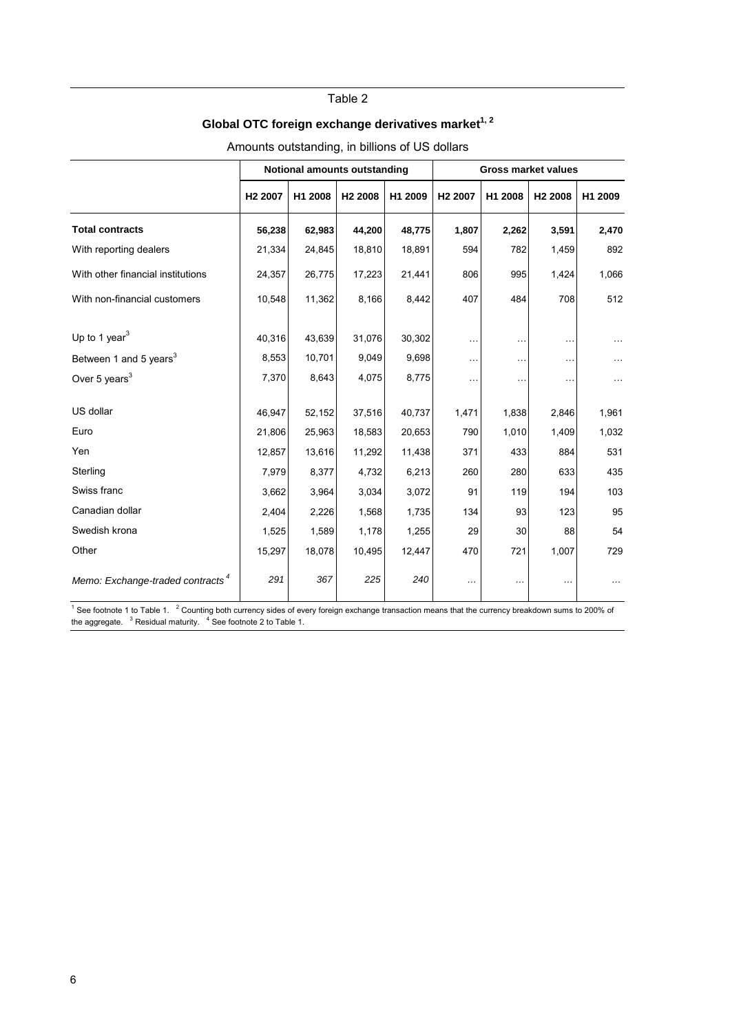Table 2

## Global OTC foreign exchange derivatives market[1, 2]

Amounts outstanding, in billions of US dollars

| | Notional amounts outstanding | | | | Gross market values | | | |
|---|---|---|---|---|---|---|---|---|
| | H2 2007 | H1 2008 | H2 2008 | H1 2009 | H2 2007 | H1 2008 | H2 2008 | H1 2009 |
| **Total contracts** | **56,238** | **62,983** | **44,200** | **48,775** | **1,807** | **2,262** | **3,591** | **2,470** |
| With reporting dealers | 21,334 | 24,845 | 18,810 | 18,891 | 594 | 782 | 1,459 | 892 |
| With other financial institutions | 24,357 | 26,775 | 17,223 | 21,441 | 806 | 995 | 1,424 | 1,066 |
| With non-financial customers | 10,548 | 11,362 | 8,166 | 8,442 | 407 | 484 | 708 | 512 |
| Up to 1 year[3] | 40,316 | 43,639 | 31,076 | 30,302 | … | … | … | … |
| Between 1 and 5 years[3] | 8,553 | 10,701 | 9,049 | 9,698 | … | … | … | … |
| Over 5 years[3] | 7,370 | 8,643 | 4,075 | 8,775 | … | … | … | … |
| US dollar | 46,947 | 52,152 | 37,516 | 40,737 | 1,471 | 1,838 | 2,846 | 1,961 |
| Euro | 21,806 | 25,963 | 18,583 | 20,653 | 790 | 1,010 | 1,409 | 1,032 |
| Yen | 12,857 | 13,616 | 11,292 | 11,438 | 371 | 433 | 884 | 531 |
| Sterling | 7,979 | 8,377 | 4,732 | 6,213 | 260 | 280 | 633 | 435 |
| Swiss franc | 3,662 | 3,964 | 3,034 | 3,072 | 91 | 119 | 194 | 103 |
| Canadian dollar | 2,404 | 2,226 | 1,568 | 1,735 | 134 | 93 | 123 | 95 |
| Swedish krona | 1,525 | 1,589 | 1,178 | 1,255 | 29 | 30 | 88 | 54 |
| Other | 15,297 | 18,078 | 10,495 | 12,447 | 470 | 721 | 1,007 | 729 |
| *Memo: Exchange-traded contracts*[4] | *291* | *367* | *225* | *240* | … | … | … | … |

[1] See footnote 1 to Table 1. [2] Counting both currency sides of every foreign exchange transaction means that the currency breakdown sums to 200% of the aggregate. [3] Residual maturity. [4] See footnote 2 to Table 1.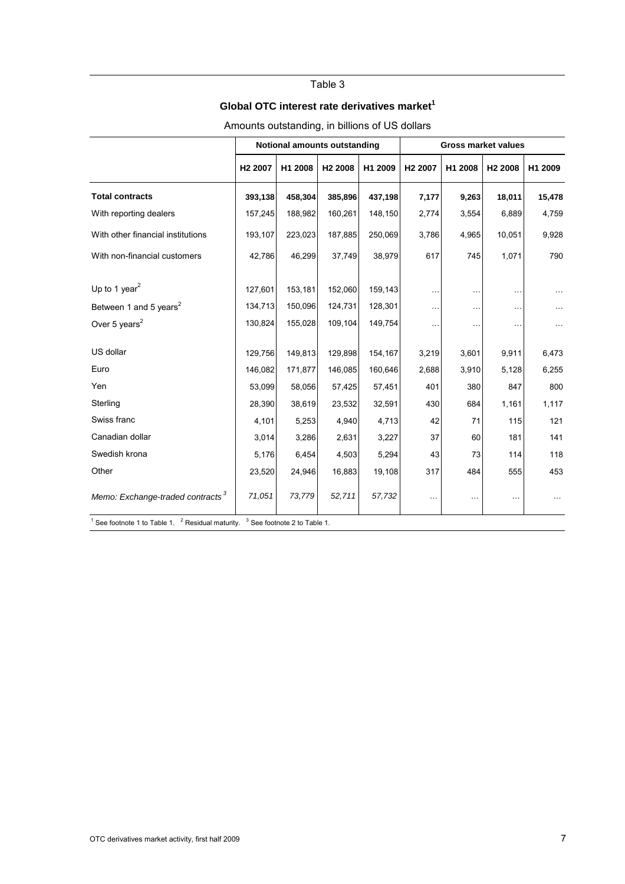Table 3

**Global OTC interest rate derivatives market[1]**

Amounts outstanding, in billions of US dollars

| | Notional amounts outstanding | | | | Gross market values | | | |
|---|---|---|---|---|---|---|---|---|
| | H2 2007 | H1 2008 | H2 2008 | H1 2009 | H2 2007 | H1 2008 | H2 2008 | H1 2009 |
| **Total contracts** | **393,138** | **458,304** | **385,896** | **437,198** | **7,177** | **9,263** | **18,011** | **15,478** |
| With reporting dealers | 157,245 | 188,982 | 160,261 | 148,150 | 2,774 | 3,554 | 6,889 | 4,759 |
| With other financial institutions | 193,107 | 223,023 | 187,885 | 250,069 | 3,786 | 4,965 | 10,051 | 9,928 |
| With non-financial customers | 42,786 | 46,299 | 37,749 | 38,979 | 617 | 745 | 1,071 | 790 |
| Up to 1 year[2] | 127,601 | 153,181 | 152,060 | 159,143 | … | … | … | … |
| Between 1 and 5 years[2] | 134,713 | 150,096 | 124,731 | 128,301 | … | … | … | … |
| Over 5 years[2] | 130,824 | 155,028 | 109,104 | 149,754 | … | … | … | … |
| US dollar | 129,756 | 149,813 | 129,898 | 154,167 | 3,219 | 3,601 | 9,911 | 6,473 |
| Euro | 146,082 | 171,877 | 146,085 | 160,646 | 2,688 | 3,910 | 5,128 | 6,255 |
| Yen | 53,099 | 58,056 | 57,425 | 57,451 | 401 | 380 | 847 | 800 |
| Sterling | 28,390 | 38,619 | 23,532 | 32,591 | 430 | 684 | 1,161 | 1,117 |
| Swiss franc | 4,101 | 5,253 | 4,940 | 4,713 | 42 | 71 | 115 | 121 |
| Canadian dollar | 3,014 | 3,286 | 2,631 | 3,227 | 37 | 60 | 181 | 141 |
| Swedish krona | 5,176 | 6,454 | 4,503 | 5,294 | 43 | 73 | 114 | 118 |
| Other | 23,520 | 24,946 | 16,883 | 19,108 | 317 | 484 | 555 | 453 |
| *Memo: Exchange-traded contracts[3]* | *71,051* | *73,779* | *52,711* | *57,732* | … | … | … | … |

[1] See footnote 1 to Table 1. [2] Residual maturity. [3] See footnote 2 to Table 1.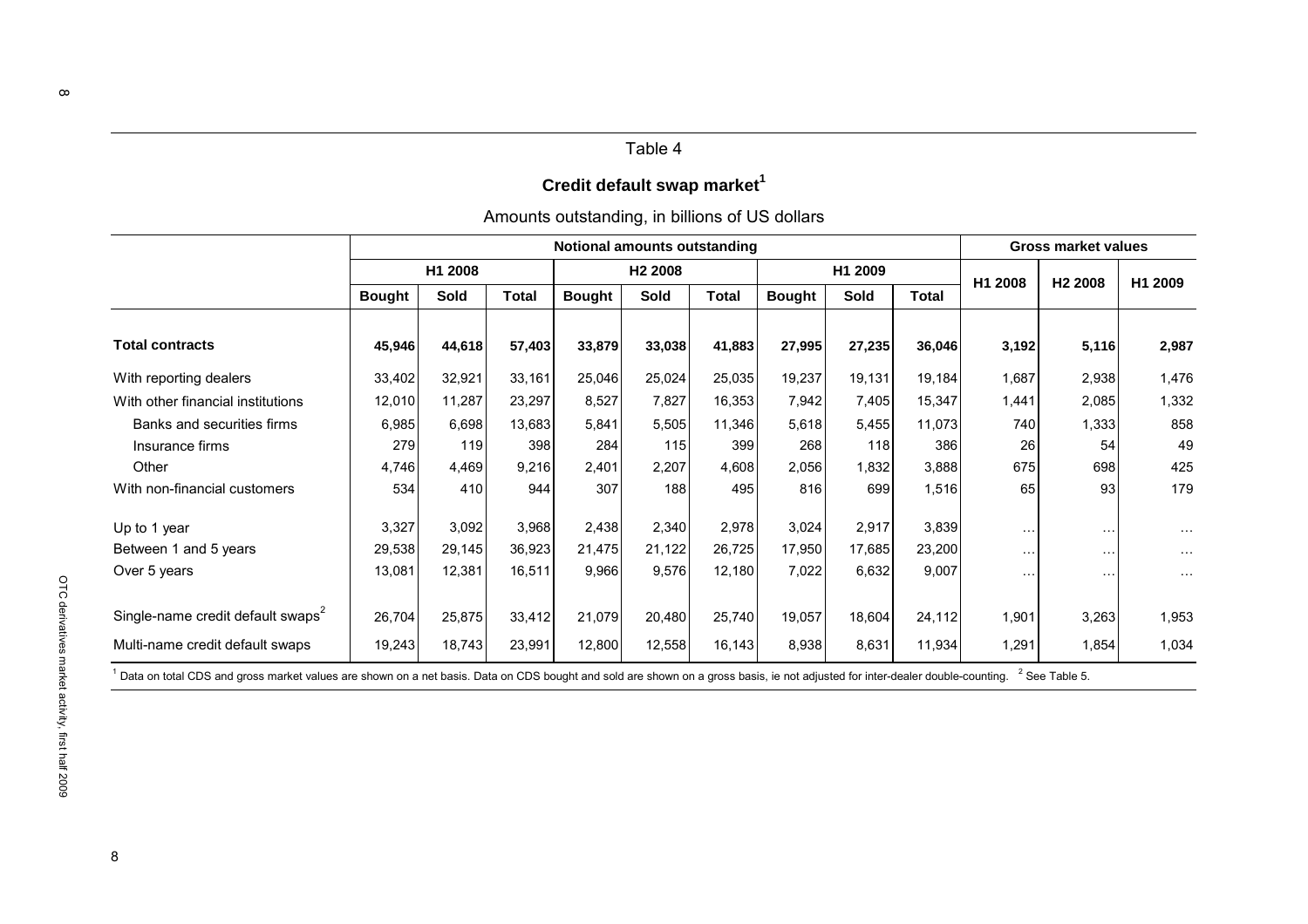Table 4

**Credit default swap market[1]**

Amounts outstanding, in billions of US dollars

| | Notional amounts outstanding | | | | | | | | | Gross market values | | |
|---|---|---|---|---|---|---|---|---|---|---|---|---|
| | H1 2008 | | | H2 2008 | | | H1 2009 | | | H1 2008 | H2 2008 | H1 2009 |
| | Bought | Sold | Total | Bought | Sold | Total | Bought | Sold | Total | | | |
| **Total contracts** | **45,946** | **44,618** | **57,403** | **33,879** | **33,038** | **41,883** | **27,995** | **27,235** | **36,046** | **3,192** | **5,116** | **2,987** |
| With reporting dealers | 33,402 | 32,921 | 33,161 | 25,046 | 25,024 | 25,035 | 19,237 | 19,131 | 19,184 | 1,687 | 2,938 | 1,476 |
| With other financial institutions | 12,010 | 11,287 | 23,297 | 8,527 | 7,827 | 16,353 | 7,942 | 7,405 | 15,347 | 1,441 | 2,085 | 1,332 |
| Banks and securities firms | 6,985 | 6,698 | 13,683 | 5,841 | 5,505 | 11,346 | 5,618 | 5,455 | 11,073 | 740 | 1,333 | 858 |
| Insurance firms | 279 | 119 | 398 | 284 | 115 | 399 | 268 | 118 | 386 | 26 | 54 | 49 |
| Other | 4,746 | 4,469 | 9,216 | 2,401 | 2,207 | 4,608 | 2,056 | 1,832 | 3,888 | 675 | 698 | 425 |
| With non-financial customers | 534 | 410 | 944 | 307 | 188 | 495 | 816 | 699 | 1,516 | 65 | 93 | 179 |
| Up to 1 year | 3,327 | 3,092 | 3,968 | 2,438 | 2,340 | 2,978 | 3,024 | 2,917 | 3,839 | … | … | … |
| Between 1 and 5 years | 29,538 | 29,145 | 36,923 | 21,475 | 21,122 | 26,725 | 17,950 | 17,685 | 23,200 | … | … | … |
| Over 5 years | 13,081 | 12,381 | 16,511 | 9,966 | 9,576 | 12,180 | 7,022 | 6,632 | 9,007 | … | … | … |
| Single-name credit default swaps[2] | 26,704 | 25,875 | 33,412 | 21,079 | 20,480 | 25,740 | 19,057 | 18,604 | 24,112 | 1,901 | 3,263 | 1,953 |
| Multi-name credit default swaps | 19,243 | 18,743 | 23,991 | 12,800 | 12,558 | 16,143 | 8,938 | 8,631 | 11,934 | 1,291 | 1,854 | 1,034 |

[1] Data on total CDS and gross market values are shown on a net basis. Data on CDS bought and sold are shown on a gross basis, ie not adjusted for inter-dealer double-counting. [2] See Table 5.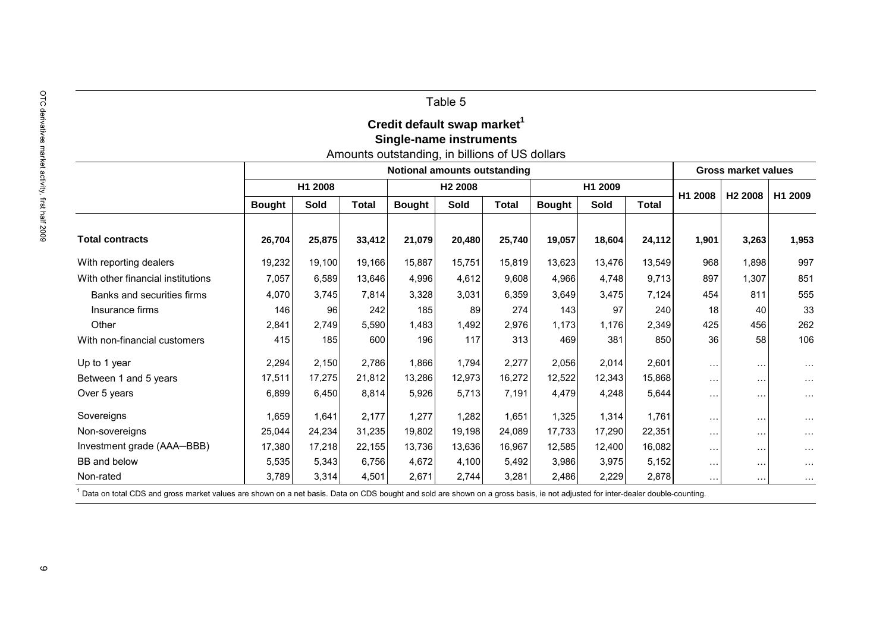Table 5

**Credit default swap market[1]**
**Single-name instruments**
Amounts outstanding, in billions of US dollars

| | Notional amounts outstanding | | | | | | | | | Gross market values | | |
|---|---|---|---|---|---|---|---|---|---|---|---|---|
| | H1 2008 | | | H2 2008 | | | H1 2009 | | | H1 2008 | H2 2008 | H1 2009 |
| | Bought | Sold | Total | Bought | Sold | Total | Bought | Sold | Total | | | |
| **Total contracts** | **26,704** | **25,875** | **33,412** | **21,079** | **20,480** | **25,740** | **19,057** | **18,604** | **24,112** | **1,901** | **3,263** | **1,953** |
| With reporting dealers | 19,232 | 19,100 | 19,166 | 15,887 | 15,751 | 15,819 | 13,623 | 13,476 | 13,549 | 968 | 1,898 | 997 |
| With other financial institutions | 7,057 | 6,589 | 13,646 | 4,996 | 4,612 | 9,608 | 4,966 | 4,748 | 9,713 | 897 | 1,307 | 851 |
| Banks and securities firms | 4,070 | 3,745 | 7,814 | 3,328 | 3,031 | 6,359 | 3,649 | 3,475 | 7,124 | 454 | 811 | 555 |
| Insurance firms | 146 | 96 | 242 | 185 | 89 | 274 | 143 | 97 | 240 | 18 | 40 | 33 |
| Other | 2,841 | 2,749 | 5,590 | 1,483 | 1,492 | 2,976 | 1,173 | 1,176 | 2,349 | 425 | 456 | 262 |
| With non-financial customers | 415 | 185 | 600 | 196 | 117 | 313 | 469 | 381 | 850 | 36 | 58 | 106 |
| Up to 1 year | 2,294 | 2,150 | 2,786 | 1,866 | 1,794 | 2,277 | 2,056 | 2,014 | 2,601 | … | … | … |
| Between 1 and 5 years | 17,511 | 17,275 | 21,812 | 13,286 | 12,973 | 16,272 | 12,522 | 12,343 | 15,868 | … | … | … |
| Over 5 years | 6,899 | 6,450 | 8,814 | 5,926 | 5,713 | 7,191 | 4,479 | 4,248 | 5,644 | … | … | … |
| Sovereigns | 1,659 | 1,641 | 2,177 | 1,277 | 1,282 | 1,651 | 1,325 | 1,314 | 1,761 | … | … | … |
| Non-sovereigns | 25,044 | 24,234 | 31,235 | 19,802 | 19,198 | 24,089 | 17,733 | 17,290 | 22,351 | … | … | … |
| Investment grade (AAA–BBB) | 17,380 | 17,218 | 22,155 | 13,736 | 13,636 | 16,967 | 12,585 | 12,400 | 16,082 | … | … | … |
| BB and below | 5,535 | 5,343 | 6,756 | 4,672 | 4,100 | 5,492 | 3,986 | 3,975 | 5,152 | … | … | … |
| Non-rated | 3,789 | 3,314 | 4,501 | 2,671 | 2,744 | 3,281 | 2,486 | 2,229 | 2,878 | … | … | … |

[1] Data on total CDS and gross market values are shown on a net basis. Data on CDS bought and sold are shown on a gross basis, ie not adjusted for inter-dealer double-counting.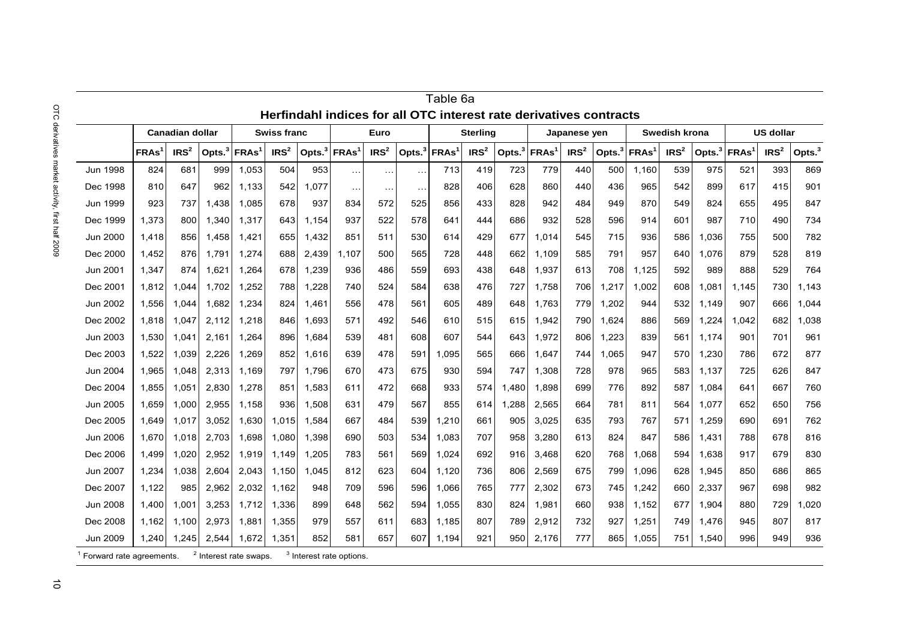Table 6a

## Herfindahl indices for all OTC interest rate derivatives contracts

| | Canadian dollar | | | Swiss franc | | | Euro | | | Sterling | | | Japanese yen | | | Swedish krona | | | US dollar | | |
|---|---|---|---|---|---|---|---|---|---|---|---|---|---|---|---|---|---|---|---|---|---|
| | FRAs[1] | IRS[2] | Opts.[3] | FRAs[1] | IRS[2] | Opts.[3] | FRAs[1] | IRS[2] | Opts.[3] | FRAs[1] | IRS[2] | Opts.[3] | FRAs[1] | IRS[2] | Opts.[3] | FRAs[1] | IRS[2] | Opts.[3] | FRAs[1] | IRS[2] | Opts.[3] |
| Jun 1998 | 824 | 681 | 999 | 1,053 | 504 | 953 | … | … | … | 713 | 419 | 723 | 779 | 440 | 500 | 1,160 | 539 | 975 | 521 | 393 | 869 |
| Dec 1998 | 810 | 647 | 962 | 1,133 | 542 | 1,077 | … | … | … | 828 | 406 | 628 | 860 | 440 | 436 | 965 | 542 | 899 | 617 | 415 | 901 |
| Jun 1999 | 923 | 737 | 1,438 | 1,085 | 678 | 937 | 834 | 572 | 525 | 856 | 433 | 828 | 942 | 484 | 949 | 870 | 549 | 824 | 655 | 495 | 847 |
| Dec 1999 | 1,373 | 800 | 1,340 | 1,317 | 643 | 1,154 | 937 | 522 | 578 | 641 | 444 | 686 | 932 | 528 | 596 | 914 | 601 | 987 | 710 | 490 | 734 |
| Jun 2000 | 1,418 | 856 | 1,458 | 1,421 | 655 | 1,432 | 851 | 511 | 530 | 614 | 429 | 677 | 1,014 | 545 | 715 | 936 | 586 | 1,036 | 755 | 500 | 782 |
| Dec 2000 | 1,452 | 876 | 1,791 | 1,274 | 688 | 2,439 | 1,107 | 500 | 565 | 728 | 448 | 662 | 1,109 | 585 | 791 | 957 | 640 | 1,076 | 879 | 528 | 819 |
| Jun 2001 | 1,347 | 874 | 1,621 | 1,264 | 678 | 1,239 | 936 | 486 | 559 | 693 | 438 | 648 | 1,937 | 613 | 708 | 1,125 | 592 | 989 | 888 | 529 | 764 |
| Dec 2001 | 1,812 | 1,044 | 1,702 | 1,252 | 788 | 1,228 | 740 | 524 | 584 | 638 | 476 | 727 | 1,758 | 706 | 1,217 | 1,002 | 608 | 1,081 | 1,145 | 730 | 1,143 |
| Jun 2002 | 1,556 | 1,044 | 1,682 | 1,234 | 824 | 1,461 | 556 | 478 | 561 | 605 | 489 | 648 | 1,763 | 779 | 1,202 | 944 | 532 | 1,149 | 907 | 666 | 1,044 |
| Dec 2002 | 1,818 | 1,047 | 2,112 | 1,218 | 846 | 1,693 | 571 | 492 | 546 | 610 | 515 | 615 | 1,942 | 790 | 1,624 | 886 | 569 | 1,224 | 1,042 | 682 | 1,038 |
| Jun 2003 | 1,530 | 1,041 | 2,161 | 1,264 | 896 | 1,684 | 539 | 481 | 608 | 607 | 544 | 643 | 1,972 | 806 | 1,223 | 839 | 561 | 1,174 | 901 | 701 | 961 |
| Dec 2003 | 1,522 | 1,039 | 2,226 | 1,269 | 852 | 1,616 | 639 | 478 | 591 | 1,095 | 565 | 666 | 1,647 | 744 | 1,065 | 947 | 570 | 1,230 | 786 | 672 | 877 |
| Jun 2004 | 1,965 | 1,048 | 2,313 | 1,169 | 797 | 1,796 | 670 | 473 | 675 | 930 | 594 | 747 | 1,308 | 728 | 978 | 965 | 583 | 1,137 | 725 | 626 | 847 |
| Dec 2004 | 1,855 | 1,051 | 2,830 | 1,278 | 851 | 1,583 | 611 | 472 | 668 | 933 | 574 | 1,480 | 1,898 | 699 | 776 | 892 | 587 | 1,084 | 641 | 667 | 760 |
| Jun 2005 | 1,659 | 1,000 | 2,955 | 1,158 | 936 | 1,508 | 631 | 479 | 567 | 855 | 614 | 1,288 | 2,565 | 664 | 781 | 811 | 564 | 1,077 | 652 | 650 | 756 |
| Dec 2005 | 1,649 | 1,017 | 3,052 | 1,630 | 1,015 | 1,584 | 667 | 484 | 539 | 1,210 | 661 | 905 | 3,025 | 635 | 793 | 767 | 571 | 1,259 | 690 | 691 | 762 |
| Jun 2006 | 1,670 | 1,018 | 2,703 | 1,698 | 1,080 | 1,398 | 690 | 503 | 534 | 1,083 | 707 | 958 | 3,280 | 613 | 824 | 847 | 586 | 1,431 | 788 | 678 | 816 |
| Dec 2006 | 1,499 | 1,020 | 2,952 | 1,919 | 1,149 | 1,205 | 783 | 561 | 569 | 1,024 | 692 | 916 | 3,468 | 620 | 768 | 1,068 | 594 | 1,638 | 917 | 679 | 830 |
| Jun 2007 | 1,234 | 1,038 | 2,604 | 2,043 | 1,150 | 1,045 | 812 | 623 | 604 | 1,120 | 736 | 806 | 2,569 | 675 | 799 | 1,096 | 628 | 1,945 | 850 | 686 | 865 |
| Dec 2007 | 1,122 | 985 | 2,962 | 2,032 | 1,162 | 948 | 709 | 596 | 596 | 1,066 | 765 | 777 | 2,302 | 673 | 745 | 1,242 | 660 | 2,337 | 967 | 698 | 982 |
| Jun 2008 | 1,400 | 1,001 | 3,253 | 1,712 | 1,336 | 899 | 648 | 562 | 594 | 1,055 | 830 | 824 | 1,981 | 660 | 938 | 1,152 | 677 | 1,904 | 880 | 729 | 1,020 |
| Dec 2008 | 1,162 | 1,100 | 2,973 | 1,881 | 1,355 | 979 | 557 | 611 | 683 | 1,185 | 807 | 789 | 2,912 | 732 | 927 | 1,251 | 749 | 1,476 | 945 | 807 | 817 |
| Jun 2009 | 1,240 | 1,245 | 2,544 | 1,672 | 1,351 | 852 | 581 | 657 | 607 | 1,194 | 921 | 950 | 2,176 | 777 | 865 | 1,055 | 751 | 1,540 | 996 | 949 | 936 |

[1] Forward rate agreements. [2] Interest rate swaps. [3] Interest rate options.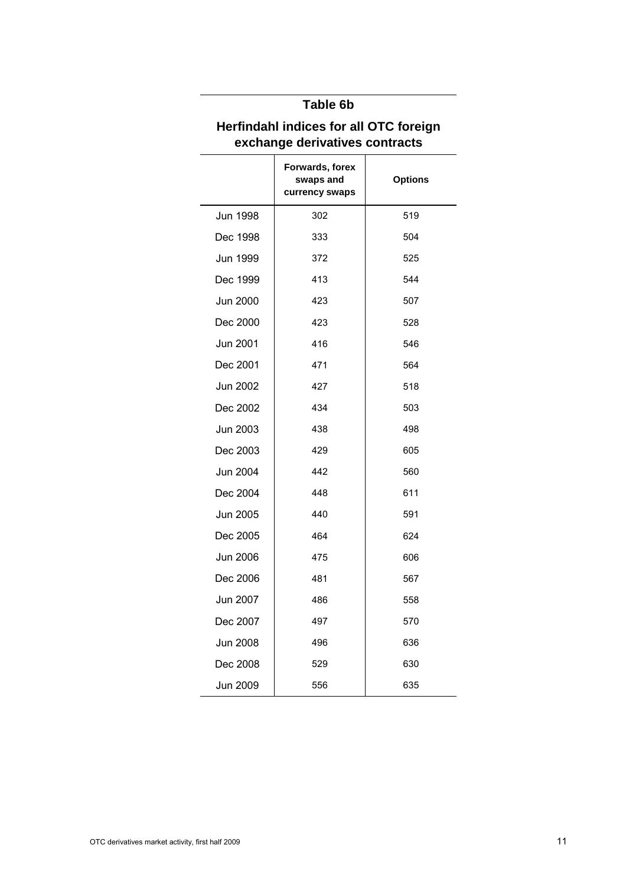## Table 6b

### Herfindahl indices for all OTC foreign exchange derivatives contracts

| | Forwards, forex swaps and currency swaps | Options |
|---|---|---|
| Jun 1998 | 302 | 519 |
| Dec 1998 | 333 | 504 |
| Jun 1999 | 372 | 525 |
| Dec 1999 | 413 | 544 |
| Jun 2000 | 423 | 507 |
| Dec 2000 | 423 | 528 |
| Jun 2001 | 416 | 546 |
| Dec 2001 | 471 | 564 |
| Jun 2002 | 427 | 518 |
| Dec 2002 | 434 | 503 |
| Jun 2003 | 438 | 498 |
| Dec 2003 | 429 | 605 |
| Jun 2004 | 442 | 560 |
| Dec 2004 | 448 | 611 |
| Jun 2005 | 440 | 591 |
| Dec 2005 | 464 | 624 |
| Jun 2006 | 475 | 606 |
| Dec 2006 | 481 | 567 |
| Jun 2007 | 486 | 558 |
| Dec 2007 | 497 | 570 |
| Jun 2008 | 496 | 636 |
| Dec 2008 | 529 | 630 |
| Jun 2009 | 556 | 635 |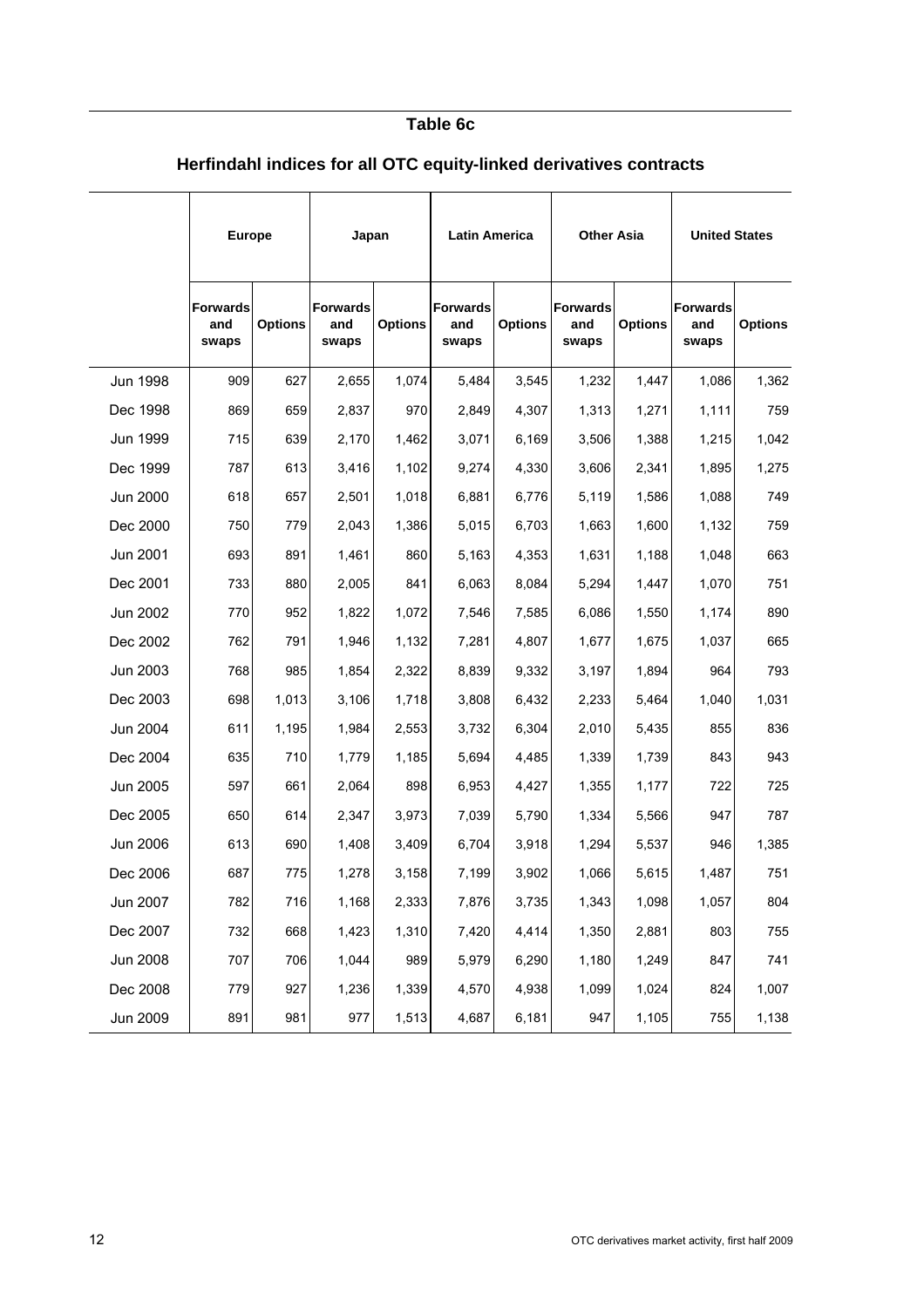## Table 6c

### Herfindahl indices for all OTC equity-linked derivatives contracts

| | Europe | | Japan | | Latin America | | Other Asia | | United States | |
|---|---|---|---|---|---|---|---|---|---|---|
| | Forwards and swaps | Options | Forwards and swaps | Options | Forwards and swaps | Options | Forwards and swaps | Options | Forwards and swaps | Options |
| Jun 1998 | 909 | 627 | 2,655 | 1,074 | 5,484 | 3,545 | 1,232 | 1,447 | 1,086 | 1,362 |
| Dec 1998 | 869 | 659 | 2,837 | 970 | 2,849 | 4,307 | 1,313 | 1,271 | 1,111 | 759 |
| Jun 1999 | 715 | 639 | 2,170 | 1,462 | 3,071 | 6,169 | 3,506 | 1,388 | 1,215 | 1,042 |
| Dec 1999 | 787 | 613 | 3,416 | 1,102 | 9,274 | 4,330 | 3,606 | 2,341 | 1,895 | 1,275 |
| Jun 2000 | 618 | 657 | 2,501 | 1,018 | 6,881 | 6,776 | 5,119 | 1,586 | 1,088 | 749 |
| Dec 2000 | 750 | 779 | 2,043 | 1,386 | 5,015 | 6,703 | 1,663 | 1,600 | 1,132 | 759 |
| Jun 2001 | 693 | 891 | 1,461 | 860 | 5,163 | 4,353 | 1,631 | 1,188 | 1,048 | 663 |
| Dec 2001 | 733 | 880 | 2,005 | 841 | 6,063 | 8,084 | 5,294 | 1,447 | 1,070 | 751 |
| Jun 2002 | 770 | 952 | 1,822 | 1,072 | 7,546 | 7,585 | 6,086 | 1,550 | 1,174 | 890 |
| Dec 2002 | 762 | 791 | 1,946 | 1,132 | 7,281 | 4,807 | 1,677 | 1,675 | 1,037 | 665 |
| Jun 2003 | 768 | 985 | 1,854 | 2,322 | 8,839 | 9,332 | 3,197 | 1,894 | 964 | 793 |
| Dec 2003 | 698 | 1,013 | 3,106 | 1,718 | 3,808 | 6,432 | 2,233 | 5,464 | 1,040 | 1,031 |
| Jun 2004 | 611 | 1,195 | 1,984 | 2,553 | 3,732 | 6,304 | 2,010 | 5,435 | 855 | 836 |
| Dec 2004 | 635 | 710 | 1,779 | 1,185 | 5,694 | 4,485 | 1,339 | 1,739 | 843 | 943 |
| Jun 2005 | 597 | 661 | 2,064 | 898 | 6,953 | 4,427 | 1,355 | 1,177 | 722 | 725 |
| Dec 2005 | 650 | 614 | 2,347 | 3,973 | 7,039 | 5,790 | 1,334 | 5,566 | 947 | 787 |
| Jun 2006 | 613 | 690 | 1,408 | 3,409 | 6,704 | 3,918 | 1,294 | 5,537 | 946 | 1,385 |
| Dec 2006 | 687 | 775 | 1,278 | 3,158 | 7,199 | 3,902 | 1,066 | 5,615 | 1,487 | 751 |
| Jun 2007 | 782 | 716 | 1,168 | 2,333 | 7,876 | 3,735 | 1,343 | 1,098 | 1,057 | 804 |
| Dec 2007 | 732 | 668 | 1,423 | 1,310 | 7,420 | 4,414 | 1,350 | 2,881 | 803 | 755 |
| Jun 2008 | 707 | 706 | 1,044 | 989 | 5,979 | 6,290 | 1,180 | 1,249 | 847 | 741 |
| Dec 2008 | 779 | 927 | 1,236 | 1,339 | 4,570 | 4,938 | 1,099 | 1,024 | 824 | 1,007 |
| Jun 2009 | 891 | 981 | 977 | 1,513 | 4,687 | 6,181 | 947 | 1,105 | 755 | 1,138 |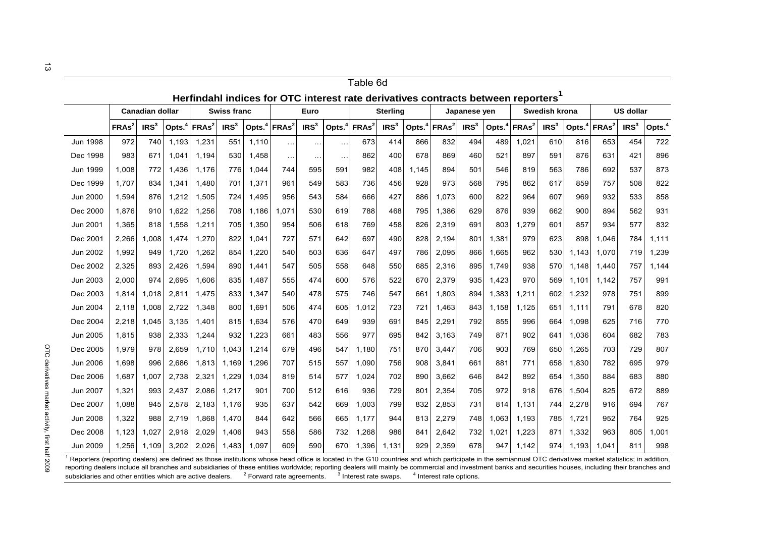Table 6d

**Herfindahl indices for OTC interest rate derivatives contracts between reporters[1]**

| | Canadian dollar | | | Swiss franc | | | Euro | | | Sterling | | | Japanese yen | | | Swedish krona | | | US dollar | | |
|---|---|---|---|---|---|---|---|---|---|---|---|---|---|---|---|---|---|---|---|---|---|
| | FRAs[2] | IRS[3] | Opts.[4] | FRAs[2] | IRS[3] | Opts.[4] | FRAs[2] | IRS[3] | Opts.[4] | FRAs[2] | IRS[3] | Opts.[4] | FRAs[2] | IRS[3] | Opts.[4] | FRAs[2] | IRS[3] | Opts.[4] | FRAs[2] | IRS[3] | Opts.[4] |
| Jun 1998 | 972 | 740 | 1,193 | 1,231 | 551 | 1,110 | ... | ... | ... | 673 | 414 | 866 | 832 | 494 | 489 | 1,021 | 610 | 816 | 653 | 454 | 722 |
| Dec 1998 | 983 | 671 | 1,041 | 1,194 | 530 | 1,458 | ... | ... | ... | 862 | 400 | 678 | 869 | 460 | 521 | 897 | 591 | 876 | 631 | 421 | 896 |
| Jun 1999 | 1,008 | 772 | 1,436 | 1,176 | 776 | 1,044 | 744 | 595 | 591 | 982 | 408 | 1,145 | 894 | 501 | 546 | 819 | 563 | 786 | 692 | 537 | 873 |
| Dec 1999 | 1,707 | 834 | 1,341 | 1,480 | 701 | 1,371 | 961 | 549 | 583 | 736 | 456 | 928 | 973 | 568 | 795 | 862 | 617 | 859 | 757 | 508 | 822 |
| Jun 2000 | 1,594 | 876 | 1,212 | 1,505 | 724 | 1,495 | 956 | 543 | 584 | 666 | 427 | 886 | 1,073 | 600 | 822 | 964 | 607 | 969 | 932 | 533 | 858 |
| Dec 2000 | 1,876 | 910 | 1,622 | 1,256 | 708 | 1,186 | 1,071 | 530 | 619 | 788 | 468 | 795 | 1,386 | 629 | 876 | 939 | 662 | 900 | 894 | 562 | 931 |
| Jun 2001 | 1,365 | 818 | 1,558 | 1,211 | 705 | 1,350 | 954 | 506 | 618 | 769 | 458 | 826 | 2,319 | 691 | 803 | 1,279 | 601 | 857 | 934 | 577 | 832 |
| Dec 2001 | 2,266 | 1,008 | 1,474 | 1,270 | 822 | 1,041 | 727 | 571 | 642 | 697 | 490 | 828 | 2,194 | 801 | 1,381 | 979 | 623 | 898 | 1,046 | 784 | 1,111 |
| Jun 2002 | 1,992 | 949 | 1,720 | 1,262 | 854 | 1,220 | 540 | 503 | 636 | 647 | 497 | 786 | 2,095 | 866 | 1,665 | 962 | 530 | 1,143 | 1,070 | 719 | 1,239 |
| Dec 2002 | 2,325 | 893 | 2,426 | 1,594 | 890 | 1,441 | 547 | 505 | 558 | 648 | 550 | 685 | 2,316 | 895 | 1,749 | 938 | 570 | 1,148 | 1,440 | 757 | 1,144 |
| Jun 2003 | 2,000 | 974 | 2,695 | 1,606 | 835 | 1,487 | 555 | 474 | 600 | 576 | 522 | 670 | 2,379 | 935 | 1,423 | 970 | 569 | 1,101 | 1,142 | 757 | 991 |
| Dec 2003 | 1,814 | 1,018 | 2,811 | 1,475 | 833 | 1,347 | 540 | 478 | 575 | 746 | 547 | 661 | 1,803 | 894 | 1,383 | 1,211 | 602 | 1,232 | 978 | 751 | 899 |
| Jun 2004 | 2,118 | 1,008 | 2,722 | 1,348 | 800 | 1,691 | 506 | 474 | 605 | 1,012 | 723 | 721 | 1,463 | 843 | 1,158 | 1,125 | 651 | 1,111 | 791 | 678 | 820 |
| Dec 2004 | 2,218 | 1,045 | 3,135 | 1,401 | 815 | 1,634 | 576 | 470 | 649 | 939 | 691 | 845 | 2,291 | 792 | 855 | 996 | 664 | 1,098 | 625 | 716 | 770 |
| Jun 2005 | 1,815 | 938 | 2,333 | 1,244 | 932 | 1,223 | 661 | 483 | 556 | 977 | 695 | 842 | 3,163 | 749 | 871 | 902 | 641 | 1,036 | 604 | 682 | 783 |
| Dec 2005 | 1,979 | 978 | 2,659 | 1,710 | 1,043 | 1,214 | 679 | 496 | 547 | 1,180 | 751 | 870 | 3,447 | 706 | 903 | 769 | 650 | 1,265 | 703 | 729 | 807 |
| Jun 2006 | 1,698 | 996 | 2,686 | 1,813 | 1,169 | 1,296 | 707 | 515 | 557 | 1,090 | 756 | 908 | 3,841 | 661 | 881 | 771 | 658 | 1,830 | 782 | 695 | 979 |
| Dec 2006 | 1,687 | 1,007 | 2,738 | 2,321 | 1,229 | 1,034 | 819 | 514 | 577 | 1,024 | 702 | 890 | 3,662 | 646 | 842 | 892 | 654 | 1,350 | 884 | 683 | 880 |
| Jun 2007 | 1,321 | 993 | 2,437 | 2,086 | 1,217 | 901 | 700 | 512 | 616 | 936 | 729 | 801 | 2,354 | 705 | 972 | 918 | 676 | 1,504 | 825 | 672 | 889 |
| Dec 2007 | 1,088 | 945 | 2,578 | 2,183 | 1,176 | 935 | 637 | 542 | 669 | 1,003 | 799 | 832 | 2,853 | 731 | 814 | 1,131 | 744 | 2,278 | 916 | 694 | 767 |
| Jun 2008 | 1,322 | 988 | 2,719 | 1,868 | 1,470 | 844 | 642 | 566 | 665 | 1,177 | 944 | 813 | 2,279 | 748 | 1,063 | 1,193 | 785 | 1,721 | 952 | 764 | 925 |
| Dec 2008 | 1,123 | 1,027 | 2,918 | 2,029 | 1,406 | 943 | 558 | 586 | 732 | 1,268 | 986 | 841 | 2,642 | 732 | 1,021 | 1,223 | 871 | 1,332 | 963 | 805 | 1,001 |
| Jun 2009 | 1,256 | 1,109 | 3,202 | 2,026 | 1,483 | 1,097 | 609 | 590 | 670 | 1,396 | 1,131 | 929 | 2,359 | 678 | 947 | 1,142 | 974 | 1,193 | 1,041 | 811 | 998 |

[1] Reporters (reporting dealers) are defined as those institutions whose head office is located in the G10 countries and which participate in the semiannual OTC derivatives market statistics; in addition, reporting dealers include all branches and subsidiaries of these entities worldwide; reporting dealers will mainly be commercial and investment banks and securities houses, including their branches and subsidiaries and other entities which are active dealers. [2] Forward rate agreements. [3] Interest rate swaps. [4] Interest rate options.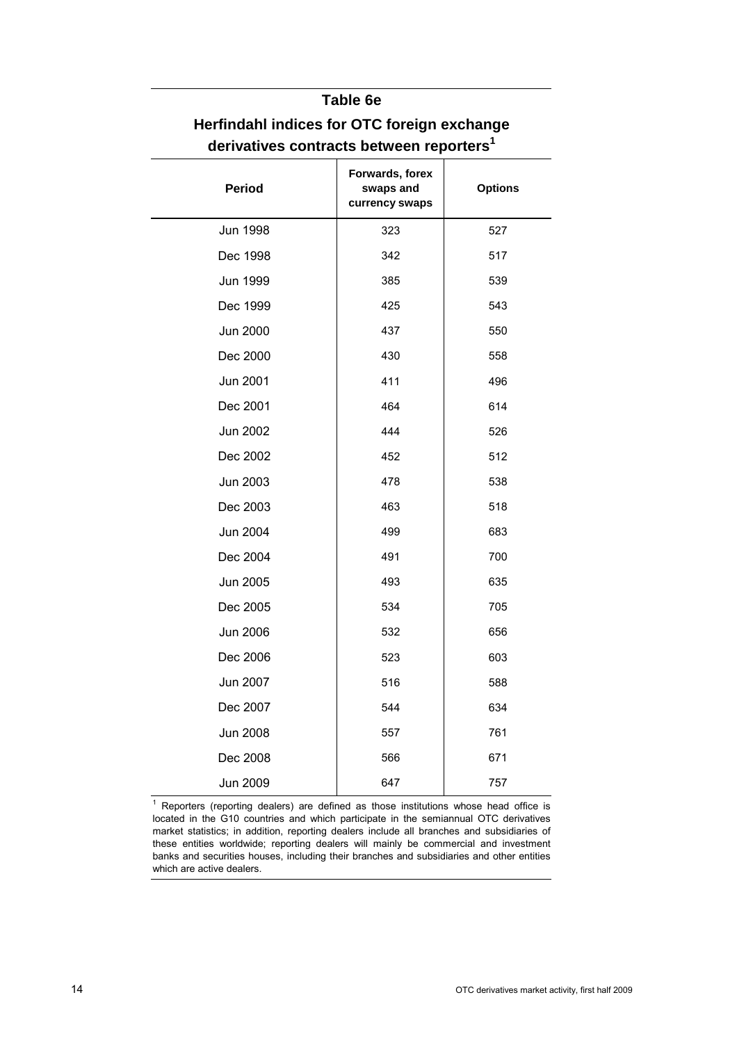## Table 6e

### Herfindahl indices for OTC foreign exchange derivatives contracts between reporters[1]

| Period | Forwards, forex swaps and currency swaps | Options |
|---|---|---|
| Jun 1998 | 323 | 527 |
| Dec 1998 | 342 | 517 |
| Jun 1999 | 385 | 539 |
| Dec 1999 | 425 | 543 |
| Jun 2000 | 437 | 550 |
| Dec 2000 | 430 | 558 |
| Jun 2001 | 411 | 496 |
| Dec 2001 | 464 | 614 |
| Jun 2002 | 444 | 526 |
| Dec 2002 | 452 | 512 |
| Jun 2003 | 478 | 538 |
| Dec 2003 | 463 | 518 |
| Jun 2004 | 499 | 683 |
| Dec 2004 | 491 | 700 |
| Jun 2005 | 493 | 635 |
| Dec 2005 | 534 | 705 |
| Jun 2006 | 532 | 656 |
| Dec 2006 | 523 | 603 |
| Jun 2007 | 516 | 588 |
| Dec 2007 | 544 | 634 |
| Jun 2008 | 557 | 761 |
| Dec 2008 | 566 | 671 |
| Jun 2009 | 647 | 757 |

[1] Reporters (reporting dealers) are defined as those institutions whose head office is located in the G10 countries and which participate in the semiannual OTC derivatives market statistics; in addition, reporting dealers include all branches and subsidiaries of these entities worldwide; reporting dealers will mainly be commercial and investment banks and securities houses, including their branches and subsidiaries and other entities which are active dealers.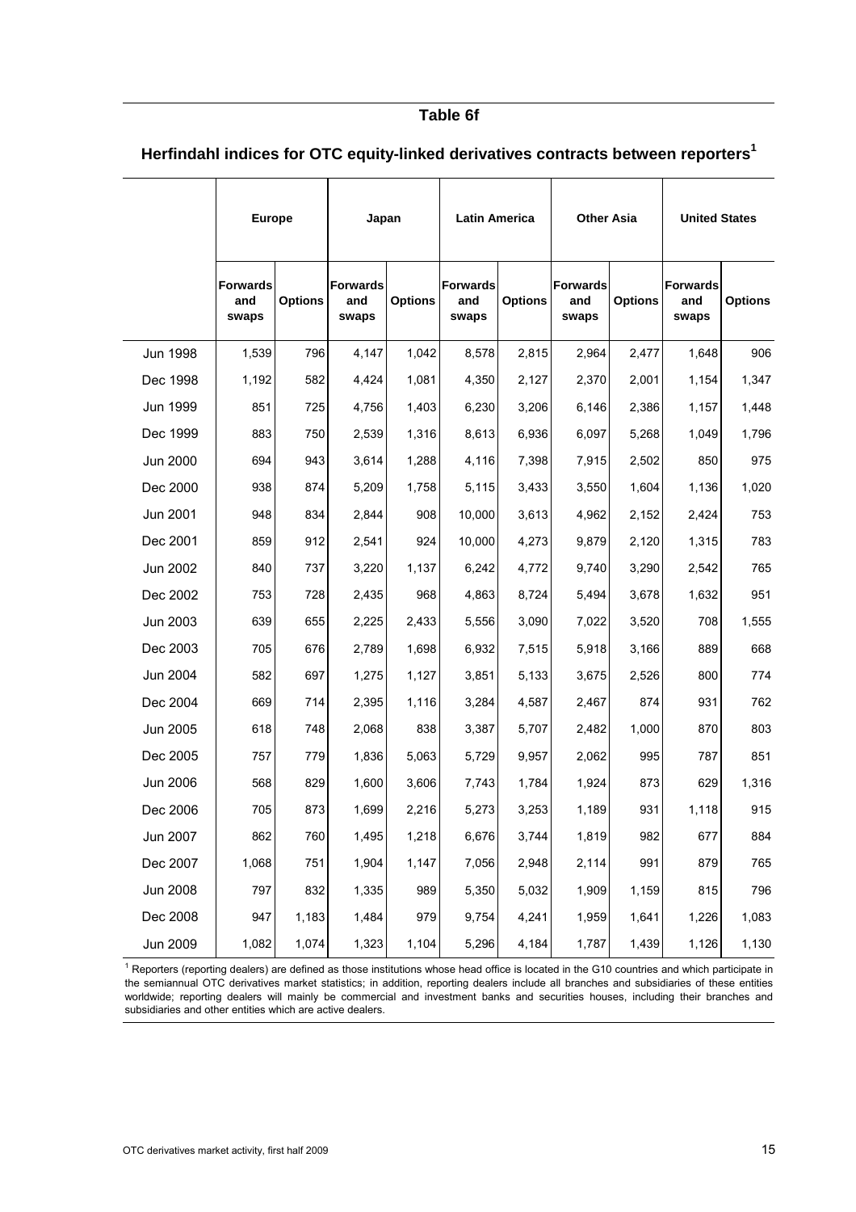**Table 6f**

## Herfindahl indices for OTC equity-linked derivatives contracts between reporters[1]

| | Europe | | Japan | | Latin America | | Other Asia | | United States | |
|---|---|---|---|---|---|---|---|---|---|---|
| | Forwards and swaps | Options | Forwards and swaps | Options | Forwards and swaps | Options | Forwards and swaps | Options | Forwards and swaps | Options |
| Jun 1998 | 1,539 | 796 | 4,147 | 1,042 | 8,578 | 2,815 | 2,964 | 2,477 | 1,648 | 906 |
| Dec 1998 | 1,192 | 582 | 4,424 | 1,081 | 4,350 | 2,127 | 2,370 | 2,001 | 1,154 | 1,347 |
| Jun 1999 | 851 | 725 | 4,756 | 1,403 | 6,230 | 3,206 | 6,146 | 2,386 | 1,157 | 1,448 |
| Dec 1999 | 883 | 750 | 2,539 | 1,316 | 8,613 | 6,936 | 6,097 | 5,268 | 1,049 | 1,796 |
| Jun 2000 | 694 | 943 | 3,614 | 1,288 | 4,116 | 7,398 | 7,915 | 2,502 | 850 | 975 |
| Dec 2000 | 938 | 874 | 5,209 | 1,758 | 5,115 | 3,433 | 3,550 | 1,604 | 1,136 | 1,020 |
| Jun 2001 | 948 | 834 | 2,844 | 908 | 10,000 | 3,613 | 4,962 | 2,152 | 2,424 | 753 |
| Dec 2001 | 859 | 912 | 2,541 | 924 | 10,000 | 4,273 | 9,879 | 2,120 | 1,315 | 783 |
| Jun 2002 | 840 | 737 | 3,220 | 1,137 | 6,242 | 4,772 | 9,740 | 3,290 | 2,542 | 765 |
| Dec 2002 | 753 | 728 | 2,435 | 968 | 4,863 | 8,724 | 5,494 | 3,678 | 1,632 | 951 |
| Jun 2003 | 639 | 655 | 2,225 | 2,433 | 5,556 | 3,090 | 7,022 | 3,520 | 708 | 1,555 |
| Dec 2003 | 705 | 676 | 2,789 | 1,698 | 6,932 | 7,515 | 5,918 | 3,166 | 889 | 668 |
| Jun 2004 | 582 | 697 | 1,275 | 1,127 | 3,851 | 5,133 | 3,675 | 2,526 | 800 | 774 |
| Dec 2004 | 669 | 714 | 2,395 | 1,116 | 3,284 | 4,587 | 2,467 | 874 | 931 | 762 |
| Jun 2005 | 618 | 748 | 2,068 | 838 | 3,387 | 5,707 | 2,482 | 1,000 | 870 | 803 |
| Dec 2005 | 757 | 779 | 1,836 | 5,063 | 5,729 | 9,957 | 2,062 | 995 | 787 | 851 |
| Jun 2006 | 568 | 829 | 1,600 | 3,606 | 7,743 | 1,784 | 1,924 | 873 | 629 | 1,316 |
| Dec 2006 | 705 | 873 | 1,699 | 2,216 | 5,273 | 3,253 | 1,189 | 931 | 1,118 | 915 |
| Jun 2007 | 862 | 760 | 1,495 | 1,218 | 6,676 | 3,744 | 1,819 | 982 | 677 | 884 |
| Dec 2007 | 1,068 | 751 | 1,904 | 1,147 | 7,056 | 2,948 | 2,114 | 991 | 879 | 765 |
| Jun 2008 | 797 | 832 | 1,335 | 989 | 5,350 | 5,032 | 1,909 | 1,159 | 815 | 796 |
| Dec 2008 | 947 | 1,183 | 1,484 | 979 | 9,754 | 4,241 | 1,959 | 1,641 | 1,226 | 1,083 |
| Jun 2009 | 1,082 | 1,074 | 1,323 | 1,104 | 5,296 | 4,184 | 1,787 | 1,439 | 1,126 | 1,130 |

[1] Reporters (reporting dealers) are defined as those institutions whose head office is located in the G10 countries and which participate in the semiannual OTC derivatives market statistics; in addition, reporting dealers include all branches and subsidiaries of these entities worldwide; reporting dealers will mainly be commercial and investment banks and securities houses, including their branches and subsidiaries and other entities which are active dealers.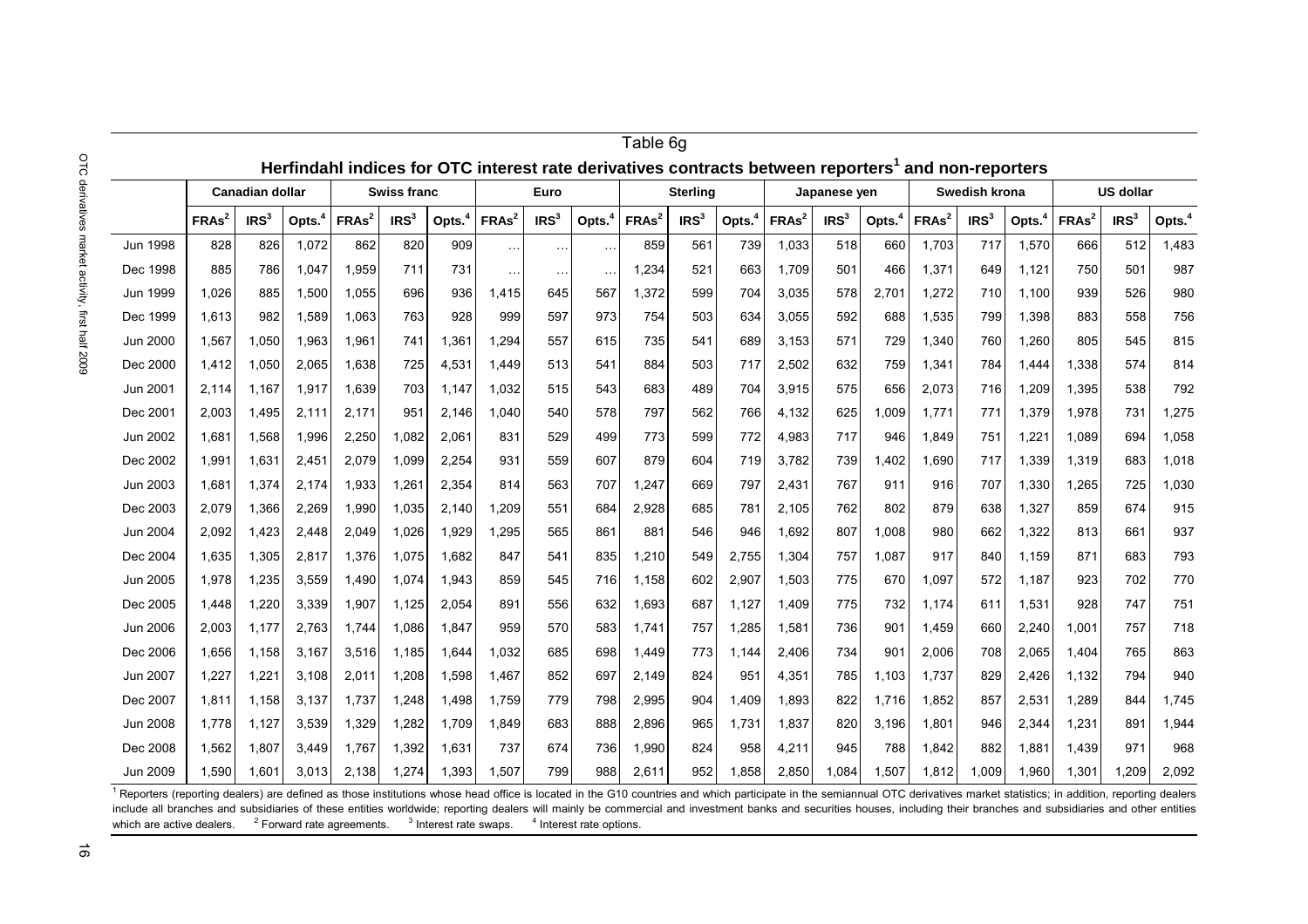# Table 6g

## Herfindahl indices for OTC interest rate derivatives contracts between reporters[1] and non-reporters

| | Canadian dollar | | | Swiss franc | | | Euro | | | Sterling | | | Japanese yen | | | Swedish krona | | | US dollar | | |
|---|---|---|---|---|---|---|---|---|---|---|---|---|---|---|---|---|---|---|---|---|---|
| | FRAs[2] | IRS[3] | Opts.[4] | FRAs[2] | IRS[3] | Opts.[4] | FRAs[2] | IRS[3] | Opts.[4] | FRAs[2] | IRS[3] | Opts.[4] | FRAs[2] | IRS[3] | Opts.[4] | FRAs[2] | IRS[3] | Opts.[4] | FRAs[2] | IRS[3] | Opts.[4] |
| Jun 1998 | 828 | 826 | 1,072 | 862 | 820 | 909 | … | … | … | 859 | 561 | 739 | 1,033 | 518 | 660 | 1,703 | 717 | 1,570 | 666 | 512 | 1,483 |
| Dec 1998 | 885 | 786 | 1,047 | 1,959 | 711 | 731 | … | … | … | 1,234 | 521 | 663 | 1,709 | 501 | 466 | 1,371 | 649 | 1,121 | 750 | 501 | 987 |
| Jun 1999 | 1,026 | 885 | 1,500 | 1,055 | 696 | 936 | 1,415 | 645 | 567 | 1,372 | 599 | 704 | 3,035 | 578 | 2,701 | 1,272 | 710 | 1,100 | 939 | 526 | 980 |
| Dec 1999 | 1,613 | 982 | 1,589 | 1,063 | 763 | 928 | 999 | 597 | 973 | 754 | 503 | 634 | 3,055 | 592 | 688 | 1,535 | 799 | 1,398 | 883 | 558 | 756 |
| Jun 2000 | 1,567 | 1,050 | 1,963 | 1,961 | 741 | 1,361 | 1,294 | 557 | 615 | 735 | 541 | 689 | 3,153 | 571 | 729 | 1,340 | 760 | 1,260 | 805 | 545 | 815 |
| Dec 2000 | 1,412 | 1,050 | 2,065 | 1,638 | 725 | 4,531 | 1,449 | 513 | 541 | 884 | 503 | 717 | 2,502 | 632 | 759 | 1,341 | 784 | 1,444 | 1,338 | 574 | 814 |
| Jun 2001 | 2,114 | 1,167 | 1,917 | 1,639 | 703 | 1,147 | 1,032 | 515 | 543 | 683 | 489 | 704 | 3,915 | 575 | 656 | 2,073 | 716 | 1,209 | 1,395 | 538 | 792 |
| Dec 2001 | 2,003 | 1,495 | 2,111 | 2,171 | 951 | 2,146 | 1,040 | 540 | 578 | 797 | 562 | 766 | 4,132 | 625 | 1,009 | 1,771 | 771 | 1,379 | 1,978 | 731 | 1,275 |
| Jun 2002 | 1,681 | 1,568 | 1,996 | 2,250 | 1,082 | 2,061 | 831 | 529 | 499 | 773 | 599 | 772 | 4,983 | 717 | 946 | 1,849 | 751 | 1,221 | 1,089 | 694 | 1,058 |
| Dec 2002 | 1,991 | 1,631 | 2,451 | 2,079 | 1,099 | 2,254 | 931 | 559 | 607 | 879 | 604 | 719 | 3,782 | 739 | 1,402 | 1,690 | 717 | 1,339 | 1,319 | 683 | 1,018 |
| Jun 2003 | 1,681 | 1,374 | 2,174 | 1,933 | 1,261 | 2,354 | 814 | 563 | 707 | 1,247 | 669 | 797 | 2,431 | 767 | 911 | 916 | 707 | 1,330 | 1,265 | 725 | 1,030 |
| Dec 2003 | 2,079 | 1,366 | 2,269 | 1,990 | 1,035 | 2,140 | 1,209 | 551 | 684 | 2,928 | 685 | 781 | 2,105 | 762 | 802 | 879 | 638 | 1,327 | 859 | 674 | 915 |
| Jun 2004 | 2,092 | 1,423 | 2,448 | 2,049 | 1,026 | 1,929 | 1,295 | 565 | 861 | 881 | 546 | 946 | 1,692 | 807 | 1,008 | 980 | 662 | 1,322 | 813 | 661 | 937 |
| Dec 2004 | 1,635 | 1,305 | 2,817 | 1,376 | 1,075 | 1,682 | 847 | 541 | 835 | 1,210 | 549 | 2,755 | 1,304 | 757 | 1,087 | 917 | 840 | 1,159 | 871 | 683 | 793 |
| Jun 2005 | 1,978 | 1,235 | 3,559 | 1,490 | 1,074 | 1,943 | 859 | 545 | 716 | 1,158 | 602 | 2,907 | 1,503 | 775 | 670 | 1,097 | 572 | 1,187 | 923 | 702 | 770 |
| Dec 2005 | 1,448 | 1,220 | 3,339 | 1,907 | 1,125 | 2,054 | 891 | 556 | 632 | 1,693 | 687 | 1,127 | 1,409 | 775 | 732 | 1,174 | 611 | 1,531 | 928 | 747 | 751 |
| Jun 2006 | 2,003 | 1,177 | 2,763 | 1,744 | 1,086 | 1,847 | 959 | 570 | 583 | 1,741 | 757 | 1,285 | 1,581 | 736 | 901 | 1,459 | 660 | 2,240 | 1,001 | 757 | 718 |
| Dec 2006 | 1,656 | 1,158 | 3,167 | 3,516 | 1,185 | 1,644 | 1,032 | 685 | 698 | 1,449 | 773 | 1,144 | 2,406 | 734 | 901 | 2,006 | 708 | 2,065 | 1,404 | 765 | 863 |
| Jun 2007 | 1,227 | 1,221 | 3,108 | 2,011 | 1,208 | 1,598 | 1,467 | 852 | 697 | 2,149 | 824 | 951 | 4,351 | 785 | 1,103 | 1,737 | 829 | 2,426 | 1,132 | 794 | 940 |
| Dec 2007 | 1,811 | 1,158 | 3,137 | 1,737 | 1,248 | 1,498 | 1,759 | 779 | 798 | 2,995 | 904 | 1,409 | 1,893 | 822 | 1,716 | 1,852 | 857 | 2,531 | 1,289 | 844 | 1,745 |
| Jun 2008 | 1,778 | 1,127 | 3,539 | 1,329 | 1,282 | 1,709 | 1,849 | 683 | 888 | 2,896 | 965 | 1,731 | 1,837 | 820 | 3,196 | 1,801 | 946 | 2,344 | 1,231 | 891 | 1,944 |
| Dec 2008 | 1,562 | 1,807 | 3,449 | 1,767 | 1,392 | 1,631 | 737 | 674 | 736 | 1,990 | 824 | 958 | 4,211 | 945 | 788 | 1,842 | 882 | 1,881 | 1,439 | 971 | 968 |
| Jun 2009 | 1,590 | 1,601 | 3,013 | 2,138 | 1,274 | 1,393 | 1,507 | 799 | 988 | 2,611 | 952 | 1,858 | 2,850 | 1,084 | 1,507 | 1,812 | 1,009 | 1,960 | 1,301 | 1,209 | 2,092 |

[1] Reporters (reporting dealers) are defined as those institutions whose head office is located in the G10 countries and which participate in the semiannual OTC derivatives market statistics; in addition, reporting dealers include all branches and subsidiaries of these entities worldwide; reporting dealers will mainly be commercial and investment banks and securities houses, including their branches and subsidiaries and other entities which are active dealers. [2] Forward rate agreements. [3] Interest rate swaps. [4] Interest rate options.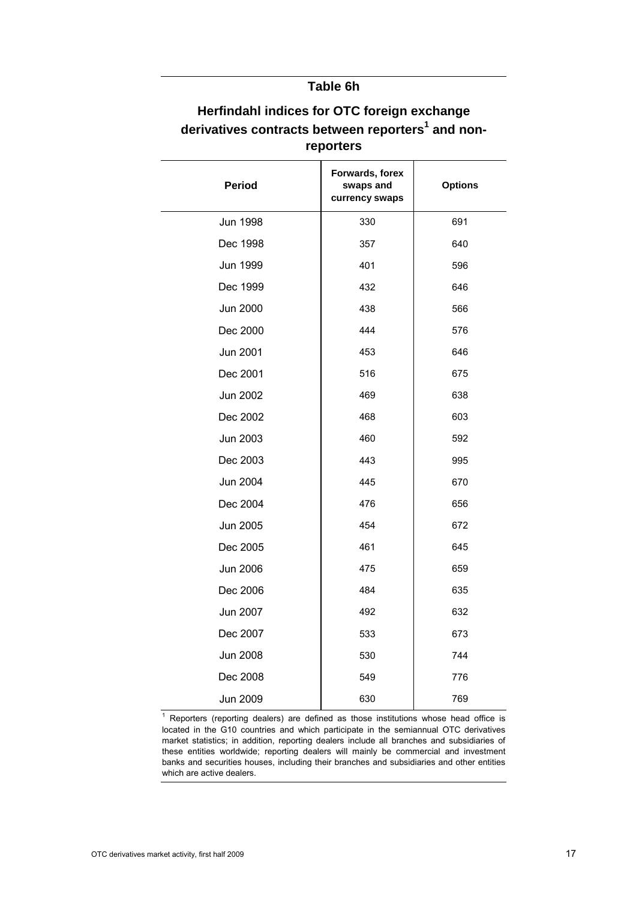## Table 6h

### Herfindahl indices for OTC foreign exchange derivatives contracts between reporters[1] and non-reporters

| Period | Forwards, forex swaps and currency swaps | Options |
|---|---|---|
| Jun 1998 | 330 | 691 |
| Dec 1998 | 357 | 640 |
| Jun 1999 | 401 | 596 |
| Dec 1999 | 432 | 646 |
| Jun 2000 | 438 | 566 |
| Dec 2000 | 444 | 576 |
| Jun 2001 | 453 | 646 |
| Dec 2001 | 516 | 675 |
| Jun 2002 | 469 | 638 |
| Dec 2002 | 468 | 603 |
| Jun 2003 | 460 | 592 |
| Dec 2003 | 443 | 995 |
| Jun 2004 | 445 | 670 |
| Dec 2004 | 476 | 656 |
| Jun 2005 | 454 | 672 |
| Dec 2005 | 461 | 645 |
| Jun 2006 | 475 | 659 |
| Dec 2006 | 484 | 635 |
| Jun 2007 | 492 | 632 |
| Dec 2007 | 533 | 673 |
| Jun 2008 | 530 | 744 |
| Dec 2008 | 549 | 776 |
| Jun 2009 | 630 | 769 |

[1] Reporters (reporting dealers) are defined as those institutions whose head office is located in the G10 countries and which participate in the semiannual OTC derivatives market statistics; in addition, reporting dealers include all branches and subsidiaries of these entities worldwide; reporting dealers will mainly be commercial and investment banks and securities houses, including their branches and subsidiaries and other entities which are active dealers.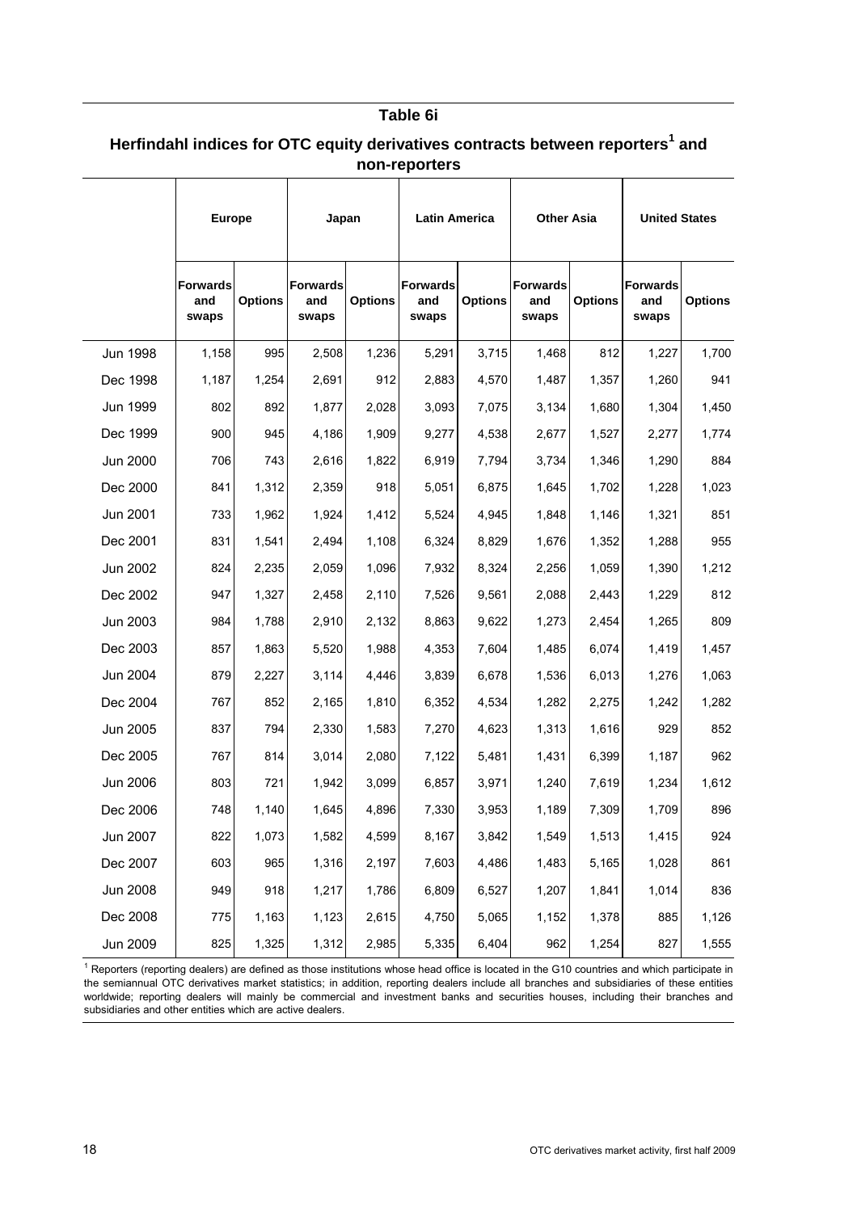## Table 6i

### Herfindahl indices for OTC equity derivatives contracts between reporters[1] and non-reporters

| | Europe | | Japan | | Latin America | | Other Asia | | United States | |
|---|---|---|---|---|---|---|---|---|---|---|
| | Forwards and swaps | Options | Forwards and swaps | Options | Forwards and swaps | Options | Forwards and swaps | Options | Forwards and swaps | Options |
| Jun 1998 | 1,158 | 995 | 2,508 | 1,236 | 5,291 | 3,715 | 1,468 | 812 | 1,227 | 1,700 |
| Dec 1998 | 1,187 | 1,254 | 2,691 | 912 | 2,883 | 4,570 | 1,487 | 1,357 | 1,260 | 941 |
| Jun 1999 | 802 | 892 | 1,877 | 2,028 | 3,093 | 7,075 | 3,134 | 1,680 | 1,304 | 1,450 |
| Dec 1999 | 900 | 945 | 4,186 | 1,909 | 9,277 | 4,538 | 2,677 | 1,527 | 2,277 | 1,774 |
| Jun 2000 | 706 | 743 | 2,616 | 1,822 | 6,919 | 7,794 | 3,734 | 1,346 | 1,290 | 884 |
| Dec 2000 | 841 | 1,312 | 2,359 | 918 | 5,051 | 6,875 | 1,645 | 1,702 | 1,228 | 1,023 |
| Jun 2001 | 733 | 1,962 | 1,924 | 1,412 | 5,524 | 4,945 | 1,848 | 1,146 | 1,321 | 851 |
| Dec 2001 | 831 | 1,541 | 2,494 | 1,108 | 6,324 | 8,829 | 1,676 | 1,352 | 1,288 | 955 |
| Jun 2002 | 824 | 2,235 | 2,059 | 1,096 | 7,932 | 8,324 | 2,256 | 1,059 | 1,390 | 1,212 |
| Dec 2002 | 947 | 1,327 | 2,458 | 2,110 | 7,526 | 9,561 | 2,088 | 2,443 | 1,229 | 812 |
| Jun 2003 | 984 | 1,788 | 2,910 | 2,132 | 8,863 | 9,622 | 1,273 | 2,454 | 1,265 | 809 |
| Dec 2003 | 857 | 1,863 | 5,520 | 1,988 | 4,353 | 7,604 | 1,485 | 6,074 | 1,419 | 1,457 |
| Jun 2004 | 879 | 2,227 | 3,114 | 4,446 | 3,839 | 6,678 | 1,536 | 6,013 | 1,276 | 1,063 |
| Dec 2004 | 767 | 852 | 2,165 | 1,810 | 6,352 | 4,534 | 1,282 | 2,275 | 1,242 | 1,282 |
| Jun 2005 | 837 | 794 | 2,330 | 1,583 | 7,270 | 4,623 | 1,313 | 1,616 | 929 | 852 |
| Dec 2005 | 767 | 814 | 3,014 | 2,080 | 7,122 | 5,481 | 1,431 | 6,399 | 1,187 | 962 |
| Jun 2006 | 803 | 721 | 1,942 | 3,099 | 6,857 | 3,971 | 1,240 | 7,619 | 1,234 | 1,612 |
| Dec 2006 | 748 | 1,140 | 1,645 | 4,896 | 7,330 | 3,953 | 1,189 | 7,309 | 1,709 | 896 |
| Jun 2007 | 822 | 1,073 | 1,582 | 4,599 | 8,167 | 3,842 | 1,549 | 1,513 | 1,415 | 924 |
| Dec 2007 | 603 | 965 | 1,316 | 2,197 | 7,603 | 4,486 | 1,483 | 5,165 | 1,028 | 861 |
| Jun 2008 | 949 | 918 | 1,217 | 1,786 | 6,809 | 6,527 | 1,207 | 1,841 | 1,014 | 836 |
| Dec 2008 | 775 | 1,163 | 1,123 | 2,615 | 4,750 | 5,065 | 1,152 | 1,378 | 885 | 1,126 |
| Jun 2009 | 825 | 1,325 | 1,312 | 2,985 | 5,335 | 6,404 | 962 | 1,254 | 827 | 1,555 |

[1] Reporters (reporting dealers) are defined as those institutions whose head office is located in the G10 countries and which participate in the semiannual OTC derivatives market statistics; in addition, reporting dealers include all branches and subsidiaries of these entities worldwide; reporting dealers will mainly be commercial and investment banks and securities houses, including their branches and subsidiaries and other entities which are active dealers.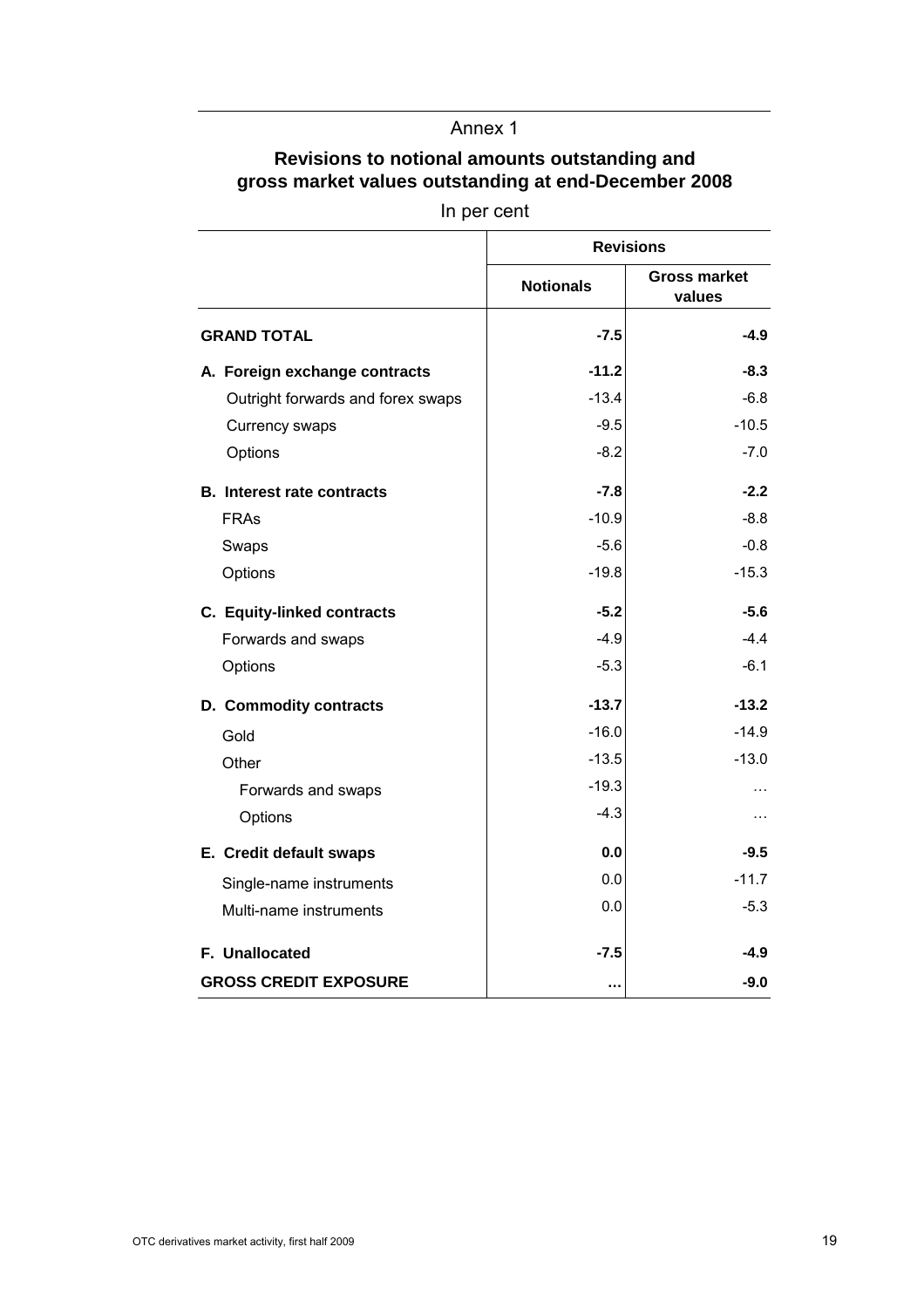Annex 1

## Revisions to notional amounts outstanding and gross market values outstanding at end-December 2008

In per cent

| | Revisions | |
|---|---|---|
| | **Notionals** | **Gross market values** |
| **GRAND TOTAL** | **-7.5** | **-4.9** |
| **A. Foreign exchange contracts** | **-11.2** | **-8.3** |
| Outright forwards and forex swaps | -13.4 | -6.8 |
| Currency swaps | -9.5 | -10.5 |
| Options | -8.2 | -7.0 |
| **B. Interest rate contracts** | **-7.8** | **-2.2** |
| FRAs | -10.9 | -8.8 |
| Swaps | -5.6 | -0.8 |
| Options | -19.8 | -15.3 |
| **C. Equity-linked contracts** | **-5.2** | **-5.6** |
| Forwards and swaps | -4.9 | -4.4 |
| Options | -5.3 | -6.1 |
| **D. Commodity contracts** | **-13.7** | **-13.2** |
| Gold | -16.0 | -14.9 |
| Other | -13.5 | -13.0 |
| Forwards and swaps | -19.3 | … |
| Options | -4.3 | … |
| **E. Credit default swaps** | **0.0** | **-9.5** |
| Single-name instruments | 0.0 | -11.7 |
| Multi-name instruments | 0.0 | -5.3 |
| **F. Unallocated** | **-7.5** | **-4.9** |
| **GROSS CREDIT EXPOSURE** | **…** | **-9.0** |